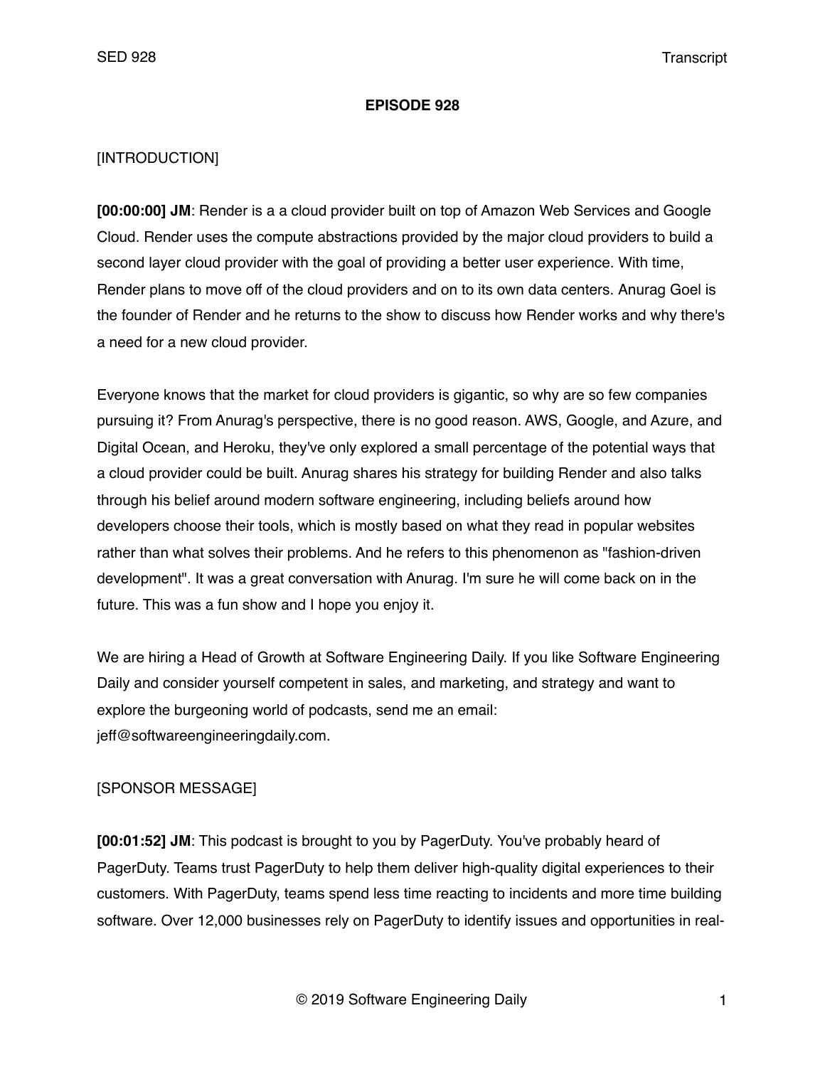# EPISODE 928

[INTRODUCTION]

**[00:00:00] JM**: Render is a a cloud provider built on top of Amazon Web Services and Google Cloud. Render uses the compute abstractions provided by the major cloud providers to build a second layer cloud provider with the goal of providing a better user experience. With time, Render plans to move off of the cloud providers and on to its own data centers. Anurag Goel is the founder of Render and he returns to the show to discuss how Render works and why there's a need for a new cloud provider.

Everyone knows that the market for cloud providers is gigantic, so why are so few companies pursuing it? From Anurag's perspective, there is no good reason. AWS, Google, and Azure, and Digital Ocean, and Heroku, they've only explored a small percentage of the potential ways that a cloud provider could be built. Anurag shares his strategy for building Render and also talks through his belief around modern software engineering, including beliefs around how developers choose their tools, which is mostly based on what they read in popular websites rather than what solves their problems. And he refers to this phenomenon as "fashion-driven development". It was a great conversation with Anurag. I'm sure he will come back on in the future. This was a fun show and I hope you enjoy it.

We are hiring a Head of Growth at Software Engineering Daily. If you like Software Engineering Daily and consider yourself competent in sales, and marketing, and strategy and want to explore the burgeoning world of podcasts, send me an email: jeff@softwareengineeringdaily.com.

[SPONSOR MESSAGE]

**[00:01:52] JM**: This podcast is brought to you by PagerDuty. You've probably heard of PagerDuty. Teams trust PagerDuty to help them deliver high-quality digital experiences to their customers. With PagerDuty, teams spend less time reacting to incidents and more time building software. Over 12,000 businesses rely on PagerDuty to identify issues and opportunities in real-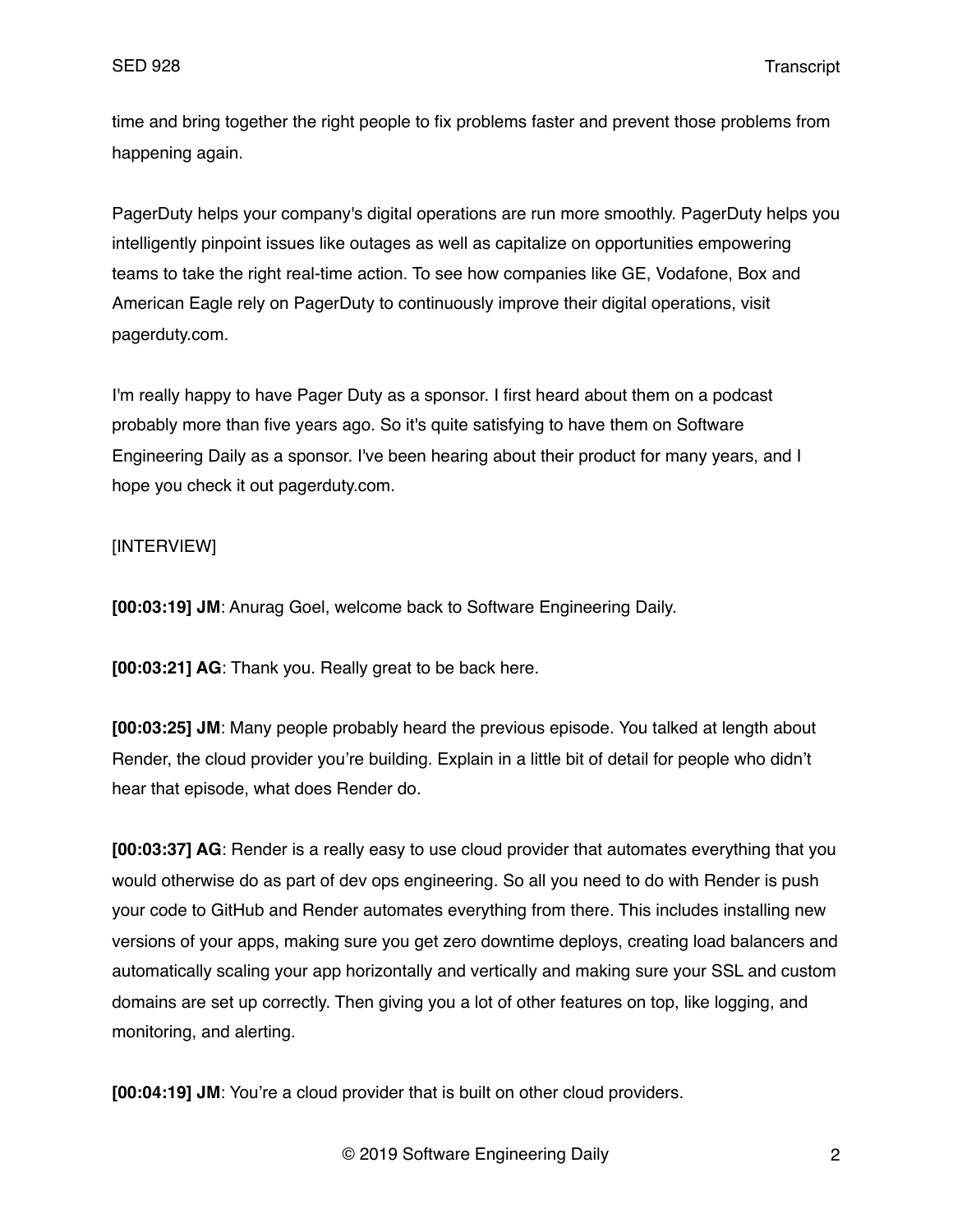time and bring together the right people to fix problems faster and prevent those problems from happening again.

PagerDuty helps your company's digital operations are run more smoothly. PagerDuty helps you intelligently pinpoint issues like outages as well as capitalize on opportunities empowering teams to take the right real-time action. To see how companies like GE, Vodafone, Box and American Eagle rely on PagerDuty to continuously improve their digital operations, visit pagerduty.com.

I'm really happy to have Pager Duty as a sponsor. I first heard about them on a podcast probably more than five years ago. So it's quite satisfying to have them on Software Engineering Daily as a sponsor. I've been hearing about their product for many years, and I hope you check it out pagerduty.com.

[INTERVIEW]

**[00:03:19] JM**: Anurag Goel, welcome back to Software Engineering Daily.

**[00:03:21] AG**: Thank you. Really great to be back here.

**[00:03:25] JM**: Many people probably heard the previous episode. You talked at length about Render, the cloud provider you're building. Explain in a little bit of detail for people who didn't hear that episode, what does Render do.

**[00:03:37] AG**: Render is a really easy to use cloud provider that automates everything that you would otherwise do as part of dev ops engineering. So all you need to do with Render is push your code to GitHub and Render automates everything from there. This includes installing new versions of your apps, making sure you get zero downtime deploys, creating load balancers and automatically scaling your app horizontally and vertically and making sure your SSL and custom domains are set up correctly. Then giving you a lot of other features on top, like logging, and monitoring, and alerting.

**[00:04:19] JM**: You're a cloud provider that is built on other cloud providers.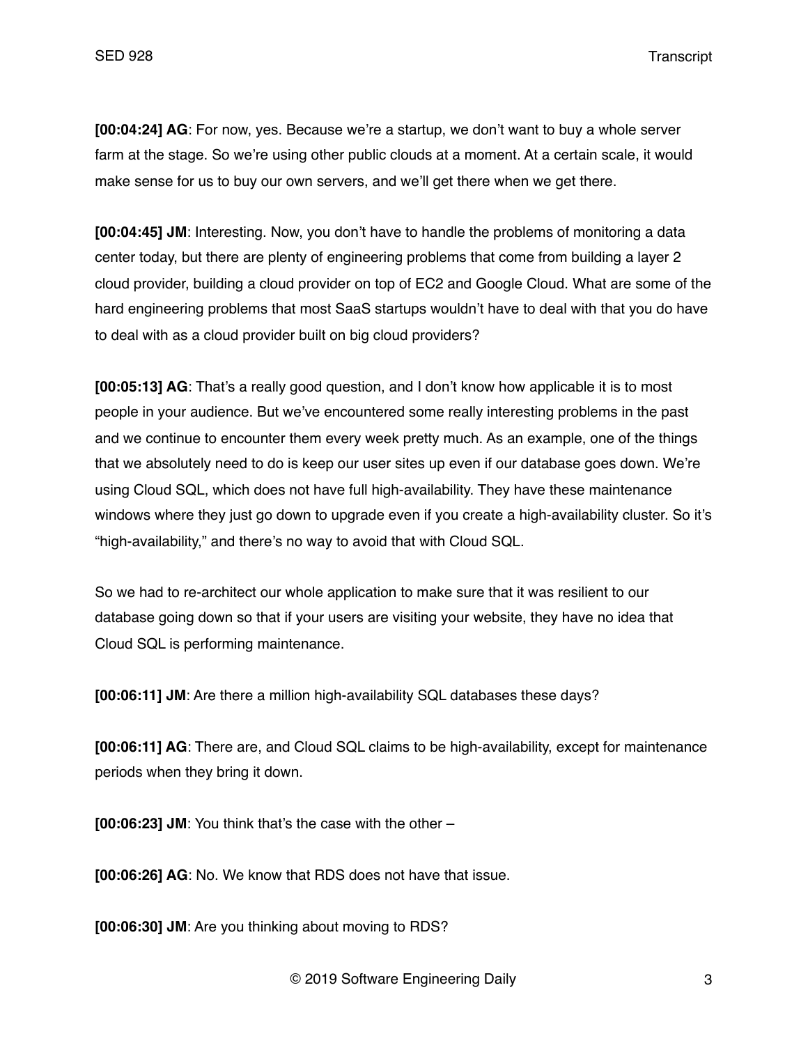**[00:04:24] AG**: For now, yes. Because we're a startup, we don't want to buy a whole server farm at the stage. So we're using other public clouds at a moment. At a certain scale, it would make sense for us to buy our own servers, and we'll get there when we get there.

**[00:04:45] JM**: Interesting. Now, you don't have to handle the problems of monitoring a data center today, but there are plenty of engineering problems that come from building a layer 2 cloud provider, building a cloud provider on top of EC2 and Google Cloud. What are some of the hard engineering problems that most SaaS startups wouldn't have to deal with that you do have to deal with as a cloud provider built on big cloud providers?

**[00:05:13] AG**: That's a really good question, and I don't know how applicable it is to most people in your audience. But we've encountered some really interesting problems in the past and we continue to encounter them every week pretty much. As an example, one of the things that we absolutely need to do is keep our user sites up even if our database goes down. We're using Cloud SQL, which does not have full high-availability. They have these maintenance windows where they just go down to upgrade even if you create a high-availability cluster. So it's "high-availability," and there's no way to avoid that with Cloud SQL.

So we had to re-architect our whole application to make sure that it was resilient to our database going down so that if your users are visiting your website, they have no idea that Cloud SQL is performing maintenance.

**[00:06:11] JM**: Are there a million high-availability SQL databases these days?

**[00:06:11] AG**: There are, and Cloud SQL claims to be high-availability, except for maintenance periods when they bring it down.

**[00:06:23] JM**: You think that's the case with the other –

**[00:06:26] AG**: No. We know that RDS does not have that issue.

**[00:06:30] JM**: Are you thinking about moving to RDS?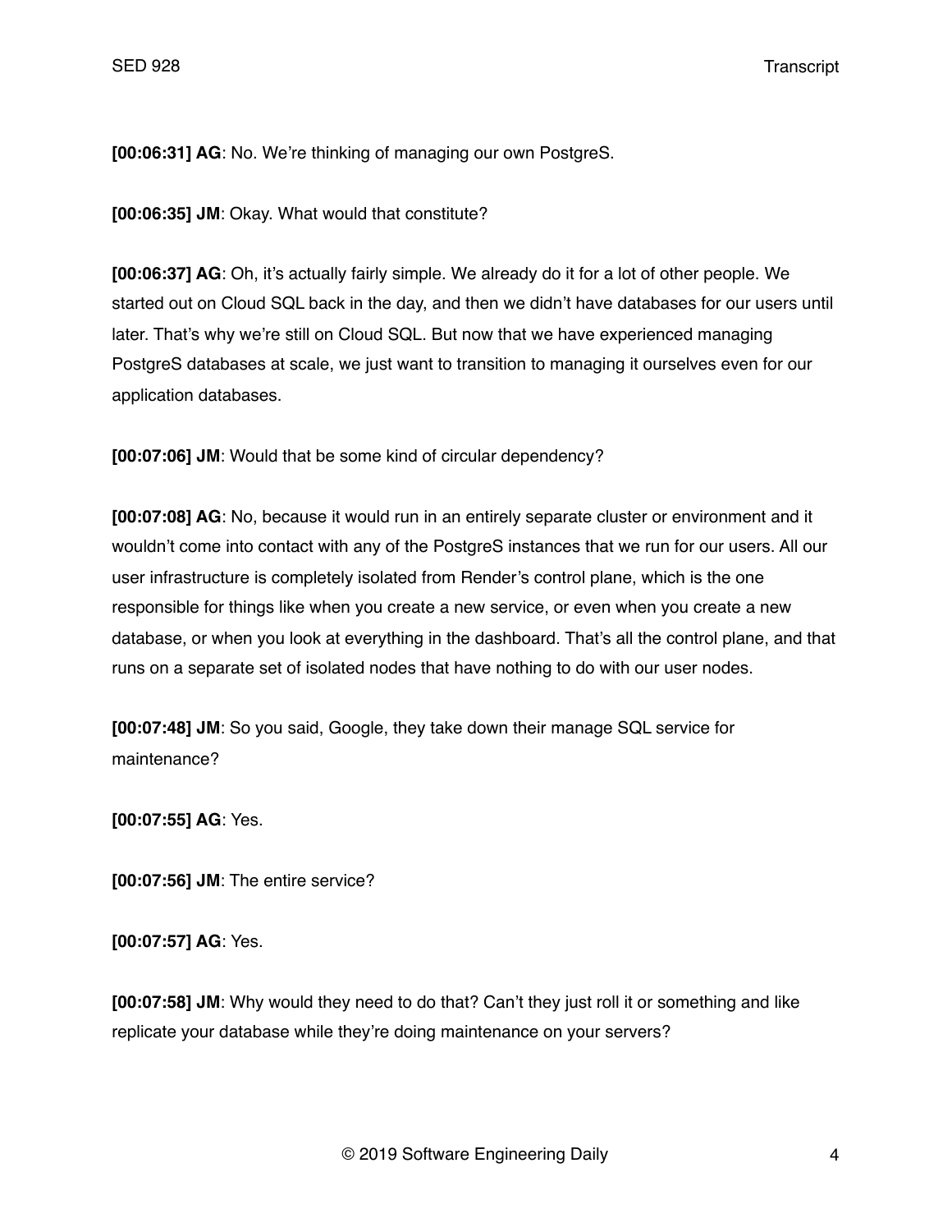**[00:06:31] AG**: No. We're thinking of managing our own PostgreS.

**[00:06:35] JM**: Okay. What would that constitute?

**[00:06:37] AG**: Oh, it's actually fairly simple. We already do it for a lot of other people. We started out on Cloud SQL back in the day, and then we didn't have databases for our users until later. That's why we're still on Cloud SQL. But now that we have experienced managing PostgreS databases at scale, we just want to transition to managing it ourselves even for our application databases.

**[00:07:06] JM**: Would that be some kind of circular dependency?

**[00:07:08] AG**: No, because it would run in an entirely separate cluster or environment and it wouldn't come into contact with any of the PostgreS instances that we run for our users. All our user infrastructure is completely isolated from Render's control plane, which is the one responsible for things like when you create a new service, or even when you create a new database, or when you look at everything in the dashboard. That's all the control plane, and that runs on a separate set of isolated nodes that have nothing to do with our user nodes.

**[00:07:48] JM**: So you said, Google, they take down their manage SQL service for maintenance?

**[00:07:55] AG**: Yes.

**[00:07:56] JM**: The entire service?

**[00:07:57] AG**: Yes.

**[00:07:58] JM**: Why would they need to do that? Can't they just roll it or something and like replicate your database while they're doing maintenance on your servers?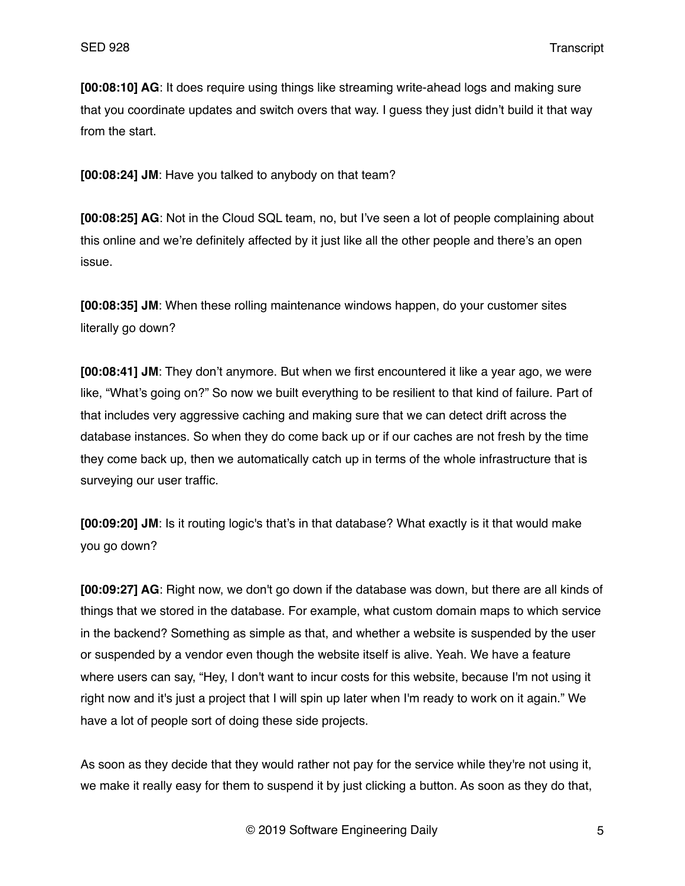**[00:08:10] AG**: It does require using things like streaming write-ahead logs and making sure that you coordinate updates and switch overs that way. I guess they just didn't build it that way from the start.

**[00:08:24] JM**: Have you talked to anybody on that team?

**[00:08:25] AG**: Not in the Cloud SQL team, no, but I've seen a lot of people complaining about this online and we're definitely affected by it just like all the other people and there's an open issue.

**[00:08:35] JM**: When these rolling maintenance windows happen, do your customer sites literally go down?

**[00:08:41] JM**: They don't anymore. But when we first encountered it like a year ago, we were like, "What's going on?" So now we built everything to be resilient to that kind of failure. Part of that includes very aggressive caching and making sure that we can detect drift across the database instances. So when they do come back up or if our caches are not fresh by the time they come back up, then we automatically catch up in terms of the whole infrastructure that is surveying our user traffic.

**[00:09:20] JM**: Is it routing logic's that's in that database? What exactly is it that would make you go down?

**[00:09:27] AG**: Right now, we don't go down if the database was down, but there are all kinds of things that we stored in the database. For example, what custom domain maps to which service in the backend? Something as simple as that, and whether a website is suspended by the user or suspended by a vendor even though the website itself is alive. Yeah. We have a feature where users can say, "Hey, I don't want to incur costs for this website, because I'm not using it right now and it's just a project that I will spin up later when I'm ready to work on it again." We have a lot of people sort of doing these side projects.

As soon as they decide that they would rather not pay for the service while they're not using it, we make it really easy for them to suspend it by just clicking a button. As soon as they do that,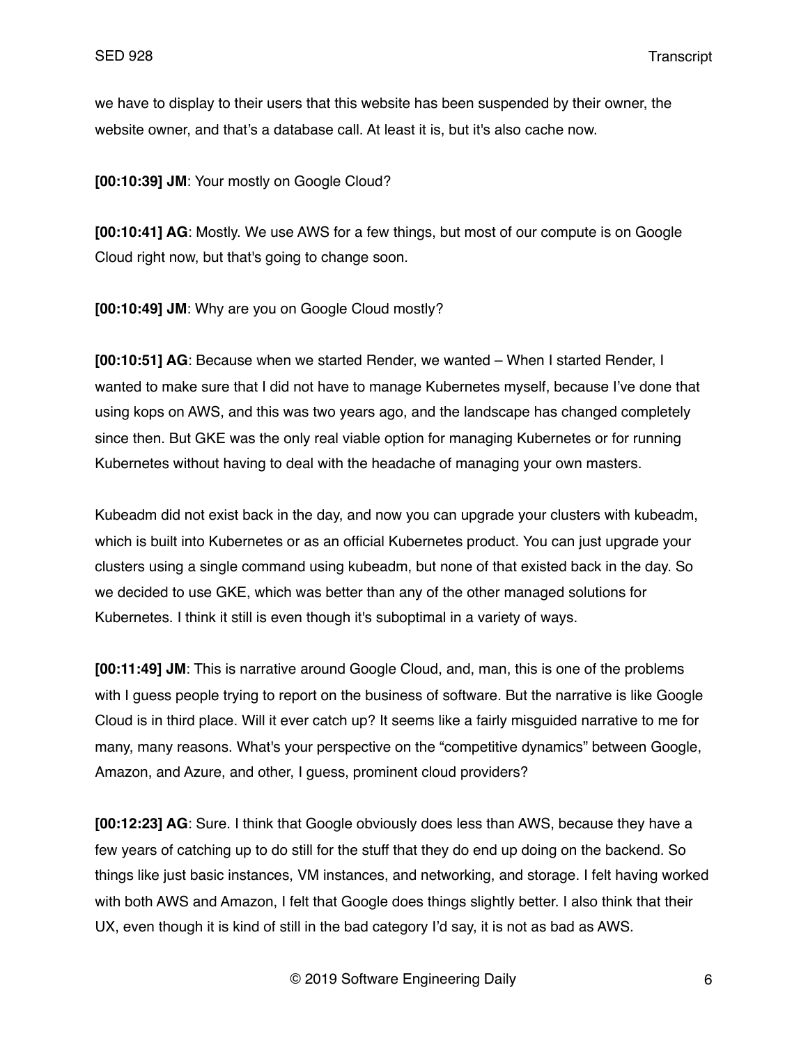we have to display to their users that this website has been suspended by their owner, the website owner, and that's a database call. At least it is, but it's also cache now.

**[00:10:39] JM**: Your mostly on Google Cloud?

**[00:10:41] AG**: Mostly. We use AWS for a few things, but most of our compute is on Google Cloud right now, but that's going to change soon.

**[00:10:49] JM**: Why are you on Google Cloud mostly?

**[00:10:51] AG**: Because when we started Render, we wanted – When I started Render, I wanted to make sure that I did not have to manage Kubernetes myself, because I've done that using kops on AWS, and this was two years ago, and the landscape has changed completely since then. But GKE was the only real viable option for managing Kubernetes or for running Kubernetes without having to deal with the headache of managing your own masters.

Kubeadm did not exist back in the day, and now you can upgrade your clusters with kubeadm, which is built into Kubernetes or as an official Kubernetes product. You can just upgrade your clusters using a single command using kubeadm, but none of that existed back in the day. So we decided to use GKE, which was better than any of the other managed solutions for Kubernetes. I think it still is even though it's suboptimal in a variety of ways.

**[00:11:49] JM**: This is narrative around Google Cloud, and, man, this is one of the problems with I guess people trying to report on the business of software. But the narrative is like Google Cloud is in third place. Will it ever catch up? It seems like a fairly misguided narrative to me for many, many reasons. What's your perspective on the "competitive dynamics" between Google, Amazon, and Azure, and other, I guess, prominent cloud providers?

**[00:12:23] AG**: Sure. I think that Google obviously does less than AWS, because they have a few years of catching up to do still for the stuff that they do end up doing on the backend. So things like just basic instances, VM instances, and networking, and storage. I felt having worked with both AWS and Amazon, I felt that Google does things slightly better. I also think that their UX, even though it is kind of still in the bad category I'd say, it is not as bad as AWS.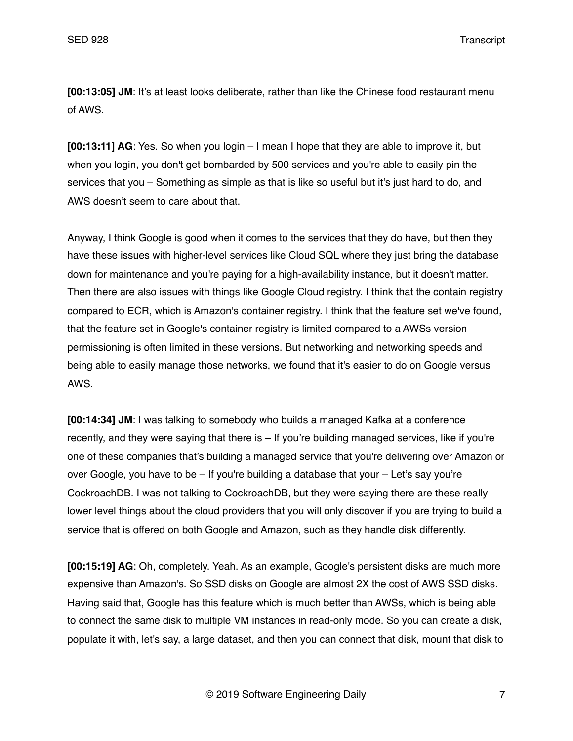**[00:13:05] JM**: It's at least looks deliberate, rather than like the Chinese food restaurant menu of AWS.

**[00:13:11] AG**: Yes. So when you login – I mean I hope that they are able to improve it, but when you login, you don't get bombarded by 500 services and you're able to easily pin the services that you – Something as simple as that is like so useful but it's just hard to do, and AWS doesn't seem to care about that.

Anyway, I think Google is good when it comes to the services that they do have, but then they have these issues with higher-level services like Cloud SQL where they just bring the database down for maintenance and you're paying for a high-availability instance, but it doesn't matter. Then there are also issues with things like Google Cloud registry. I think that the contain registry compared to ECR, which is Amazon's container registry. I think that the feature set we've found, that the feature set in Google's container registry is limited compared to a AWSs version permissioning is often limited in these versions. But networking and networking speeds and being able to easily manage those networks, we found that it's easier to do on Google versus AWS.

**[00:14:34] JM**: I was talking to somebody who builds a managed Kafka at a conference recently, and they were saying that there is – If you're building managed services, like if you're one of these companies that's building a managed service that you're delivering over Amazon or over Google, you have to be – If you're building a database that your – Let's say you're CockroachDB. I was not talking to CockroachDB, but they were saying there are these really lower level things about the cloud providers that you will only discover if you are trying to build a service that is offered on both Google and Amazon, such as they handle disk differently.

**[00:15:19] AG**: Oh, completely. Yeah. As an example, Google's persistent disks are much more expensive than Amazon's. So SSD disks on Google are almost 2X the cost of AWS SSD disks. Having said that, Google has this feature which is much better than AWSs, which is being able to connect the same disk to multiple VM instances in read-only mode. So you can create a disk, populate it with, let's say, a large dataset, and then you can connect that disk, mount that disk to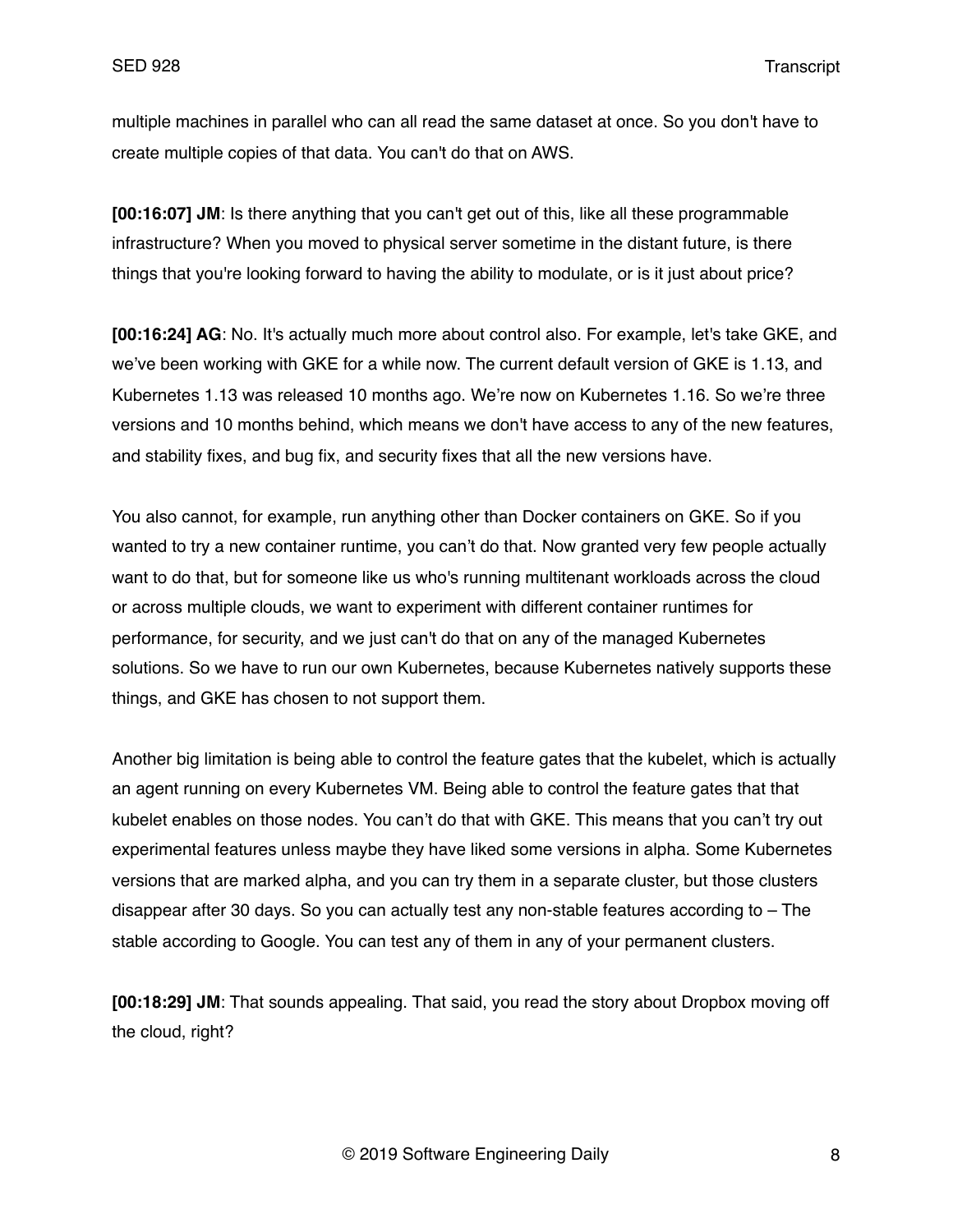multiple machines in parallel who can all read the same dataset at once. So you don't have to create multiple copies of that data. You can't do that on AWS.

**[00:16:07] JM**: Is there anything that you can't get out of this, like all these programmable infrastructure? When you moved to physical server sometime in the distant future, is there things that you're looking forward to having the ability to modulate, or is it just about price?

**[00:16:24] AG**: No. It's actually much more about control also. For example, let's take GKE, and we've been working with GKE for a while now. The current default version of GKE is 1.13, and Kubernetes 1.13 was released 10 months ago. We're now on Kubernetes 1.16. So we're three versions and 10 months behind, which means we don't have access to any of the new features, and stability fixes, and bug fix, and security fixes that all the new versions have.

You also cannot, for example, run anything other than Docker containers on GKE. So if you wanted to try a new container runtime, you can't do that. Now granted very few people actually want to do that, but for someone like us who's running multitenant workloads across the cloud or across multiple clouds, we want to experiment with different container runtimes for performance, for security, and we just can't do that on any of the managed Kubernetes solutions. So we have to run our own Kubernetes, because Kubernetes natively supports these things, and GKE has chosen to not support them.

Another big limitation is being able to control the feature gates that the kubelet, which is actually an agent running on every Kubernetes VM. Being able to control the feature gates that that kubelet enables on those nodes. You can't do that with GKE. This means that you can't try out experimental features unless maybe they have liked some versions in alpha. Some Kubernetes versions that are marked alpha, and you can try them in a separate cluster, but those clusters disappear after 30 days. So you can actually test any non-stable features according to – The stable according to Google. You can test any of them in any of your permanent clusters.

**[00:18:29] JM**: That sounds appealing. That said, you read the story about Dropbox moving off the cloud, right?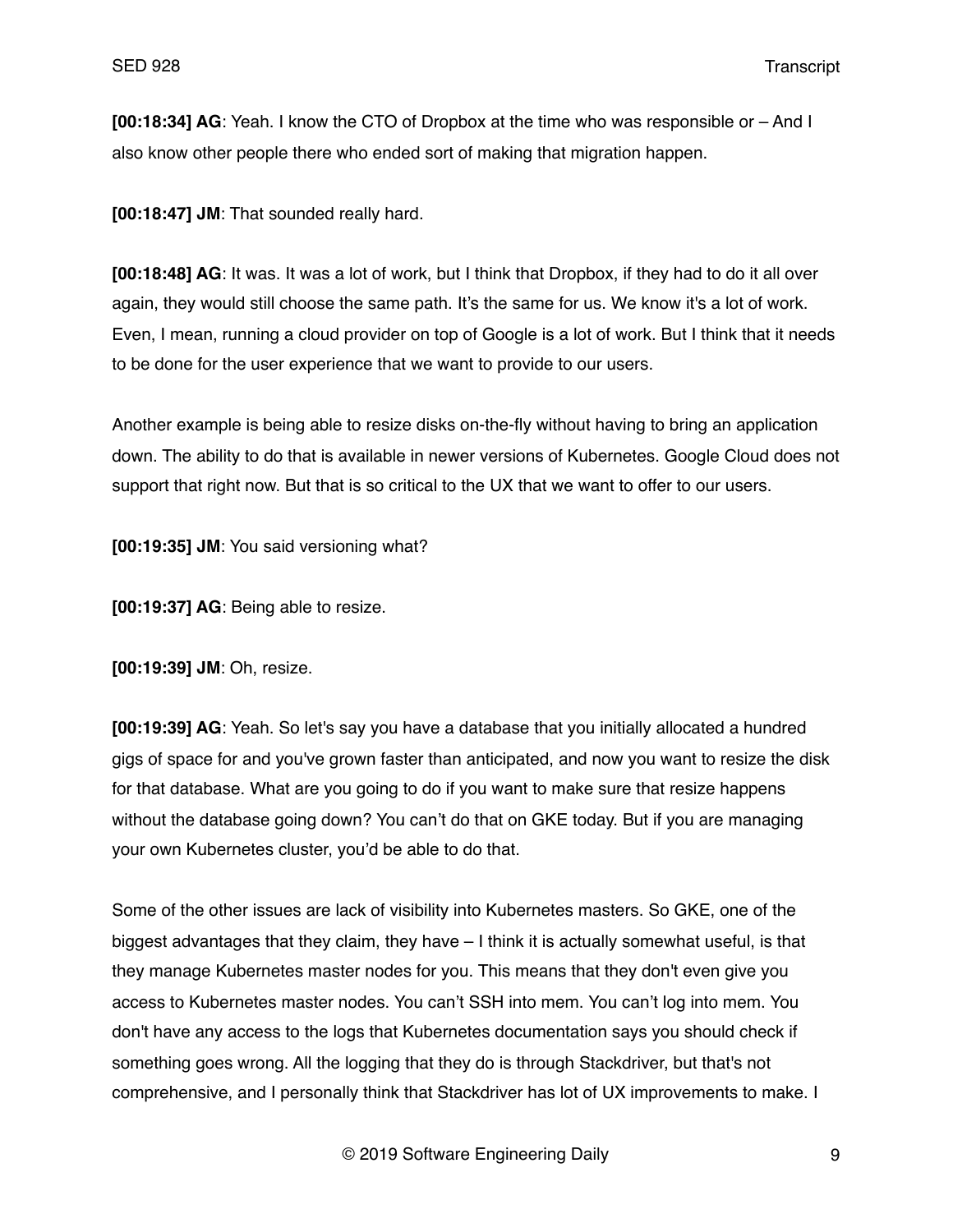**[00:18:34] AG**: Yeah. I know the CTO of Dropbox at the time who was responsible or – And I also know other people there who ended sort of making that migration happen.

**[00:18:47] JM**: That sounded really hard.

**[00:18:48] AG**: It was. It was a lot of work, but I think that Dropbox, if they had to do it all over again, they would still choose the same path. It's the same for us. We know it's a lot of work. Even, I mean, running a cloud provider on top of Google is a lot of work. But I think that it needs to be done for the user experience that we want to provide to our users.

Another example is being able to resize disks on-the-fly without having to bring an application down. The ability to do that is available in newer versions of Kubernetes. Google Cloud does not support that right now. But that is so critical to the UX that we want to offer to our users.

**[00:19:35] JM**: You said versioning what?

**[00:19:37] AG**: Being able to resize.

**[00:19:39] JM**: Oh, resize.

**[00:19:39] AG**: Yeah. So let's say you have a database that you initially allocated a hundred gigs of space for and you've grown faster than anticipated, and now you want to resize the disk for that database. What are you going to do if you want to make sure that resize happens without the database going down? You can't do that on GKE today. But if you are managing your own Kubernetes cluster, you'd be able to do that.

Some of the other issues are lack of visibility into Kubernetes masters. So GKE, one of the biggest advantages that they claim, they have – I think it is actually somewhat useful, is that they manage Kubernetes master nodes for you. This means that they don't even give you access to Kubernetes master nodes. You can't SSH into mem. You can't log into mem. You don't have any access to the logs that Kubernetes documentation says you should check if something goes wrong. All the logging that they do is through Stackdriver, but that's not comprehensive, and I personally think that Stackdriver has lot of UX improvements to make. I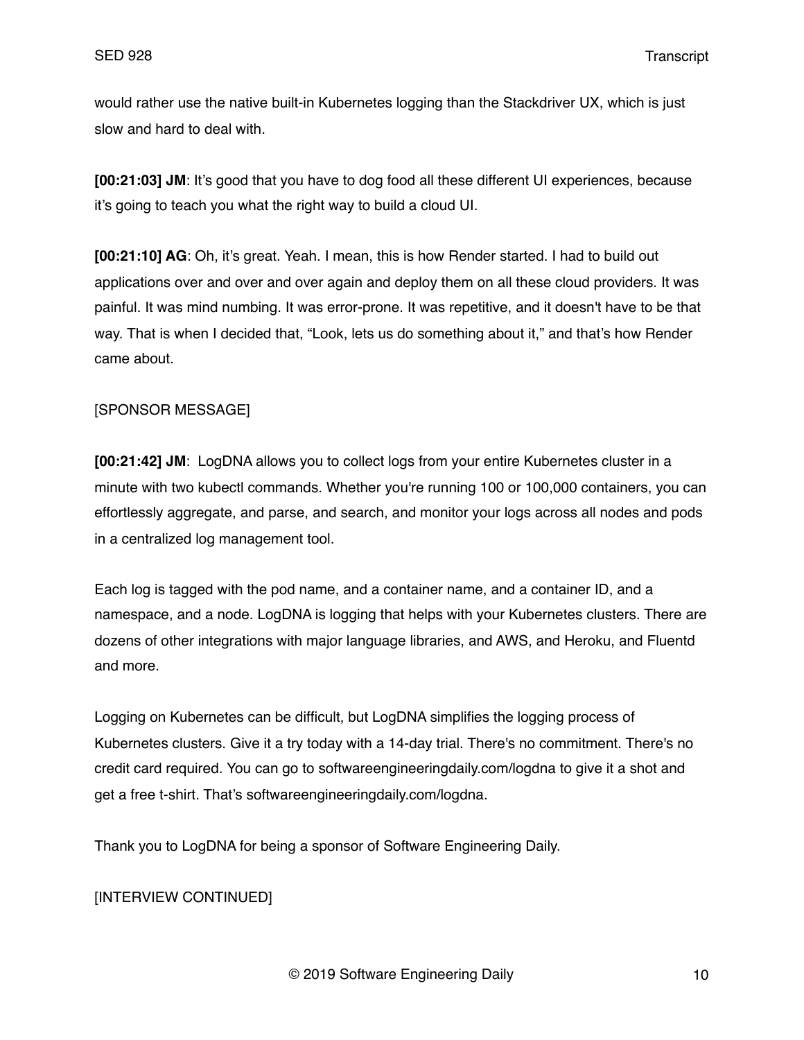would rather use the native built-in Kubernetes logging than the Stackdriver UX, which is just slow and hard to deal with.

**[00:21:03] JM**: It's good that you have to dog food all these different UI experiences, because it's going to teach you what the right way to build a cloud UI.

**[00:21:10] AG**: Oh, it's great. Yeah. I mean, this is how Render started. I had to build out applications over and over and over again and deploy them on all these cloud providers. It was painful. It was mind numbing. It was error-prone. It was repetitive, and it doesn't have to be that way. That is when I decided that, "Look, lets us do something about it," and that's how Render came about.

[SPONSOR MESSAGE]

**[00:21:42] JM**: LogDNA allows you to collect logs from your entire Kubernetes cluster in a minute with two kubectl commands. Whether you're running 100 or 100,000 containers, you can effortlessly aggregate, and parse, and search, and monitor your logs across all nodes and pods in a centralized log management tool.

Each log is tagged with the pod name, and a container name, and a container ID, and a namespace, and a node. LogDNA is logging that helps with your Kubernetes clusters. There are dozens of other integrations with major language libraries, and AWS, and Heroku, and Fluentd and more.

Logging on Kubernetes can be difficult, but LogDNA simplifies the logging process of Kubernetes clusters. Give it a try today with a 14-day trial. There's no commitment. There's no credit card required. You can go to softwareengineeringdaily.com/logdna to give it a shot and get a free t-shirt. That's softwareengineeringdaily.com/logdna.

Thank you to LogDNA for being a sponsor of Software Engineering Daily.

[INTERVIEW CONTINUED]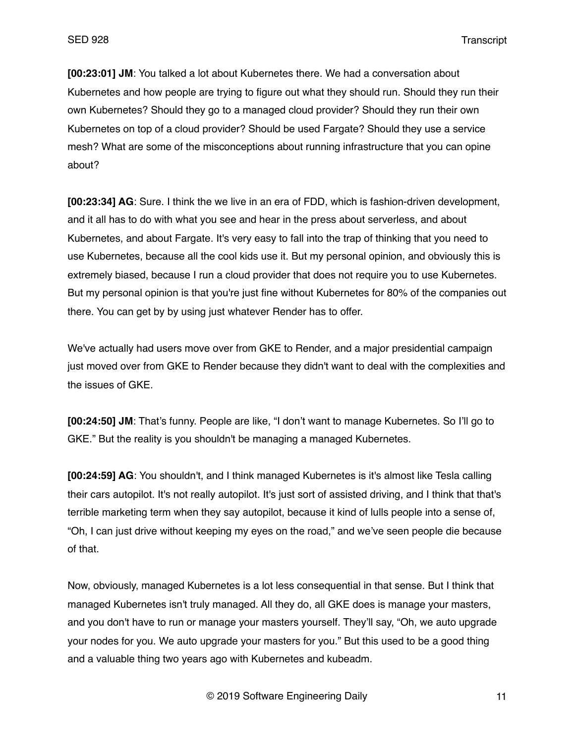**[00:23:01] JM**: You talked a lot about Kubernetes there. We had a conversation about Kubernetes and how people are trying to figure out what they should run. Should they run their own Kubernetes? Should they go to a managed cloud provider? Should they run their own Kubernetes on top of a cloud provider? Should be used Fargate? Should they use a service mesh? What are some of the misconceptions about running infrastructure that you can opine about?

**[00:23:34] AG**: Sure. I think the we live in an era of FDD, which is fashion-driven development, and it all has to do with what you see and hear in the press about serverless, and about Kubernetes, and about Fargate. It's very easy to fall into the trap of thinking that you need to use Kubernetes, because all the cool kids use it. But my personal opinion, and obviously this is extremely biased, because I run a cloud provider that does not require you to use Kubernetes. But my personal opinion is that you're just fine without Kubernetes for 80% of the companies out there. You can get by by using just whatever Render has to offer.

We've actually had users move over from GKE to Render, and a major presidential campaign just moved over from GKE to Render because they didn't want to deal with the complexities and the issues of GKE.

**[00:24:50] JM**: That's funny. People are like, "I don't want to manage Kubernetes. So I'll go to GKE." But the reality is you shouldn't be managing a managed Kubernetes.

**[00:24:59] AG**: You shouldn't, and I think managed Kubernetes is it's almost like Tesla calling their cars autopilot. It's not really autopilot. It's just sort of assisted driving, and I think that that's terrible marketing term when they say autopilot, because it kind of lulls people into a sense of, "Oh, I can just drive without keeping my eyes on the road," and we've seen people die because of that.

Now, obviously, managed Kubernetes is a lot less consequential in that sense. But I think that managed Kubernetes isn't truly managed. All they do, all GKE does is manage your masters, and you don't have to run or manage your masters yourself. They'll say, "Oh, we auto upgrade your nodes for you. We auto upgrade your masters for you." But this used to be a good thing and a valuable thing two years ago with Kubernetes and kubeadm.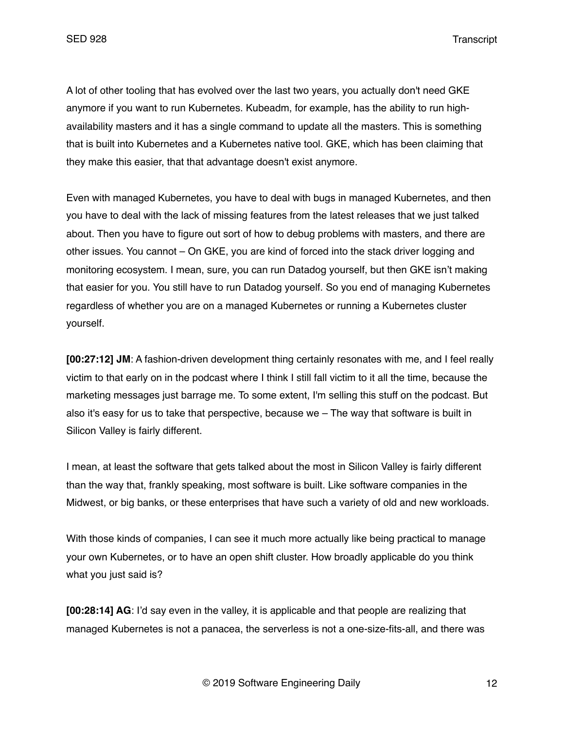A lot of other tooling that has evolved over the last two years, you actually don't need GKE anymore if you want to run Kubernetes. Kubeadm, for example, has the ability to run high-availability masters and it has a single command to update all the masters. This is something that is built into Kubernetes and a Kubernetes native tool. GKE, which has been claiming that they make this easier, that that advantage doesn't exist anymore.

Even with managed Kubernetes, you have to deal with bugs in managed Kubernetes, and then you have to deal with the lack of missing features from the latest releases that we just talked about. Then you have to figure out sort of how to debug problems with masters, and there are other issues. You cannot – On GKE, you are kind of forced into the stack driver logging and monitoring ecosystem. I mean, sure, you can run Datadog yourself, but then GKE isn't making that easier for you. You still have to run Datadog yourself. So you end of managing Kubernetes regardless of whether you are on a managed Kubernetes or running a Kubernetes cluster yourself.

**[00:27:12] JM**: A fashion-driven development thing certainly resonates with me, and I feel really victim to that early on in the podcast where I think I still fall victim to it all the time, because the marketing messages just barrage me. To some extent, I'm selling this stuff on the podcast. But also it's easy for us to take that perspective, because we – The way that software is built in Silicon Valley is fairly different.

I mean, at least the software that gets talked about the most in Silicon Valley is fairly different than the way that, frankly speaking, most software is built. Like software companies in the Midwest, or big banks, or these enterprises that have such a variety of old and new workloads.

With those kinds of companies, I can see it much more actually like being practical to manage your own Kubernetes, or to have an open shift cluster. How broadly applicable do you think what you just said is?

**[00:28:14] AG**: I'd say even in the valley, it is applicable and that people are realizing that managed Kubernetes is not a panacea, the serverless is not a one-size-fits-all, and there was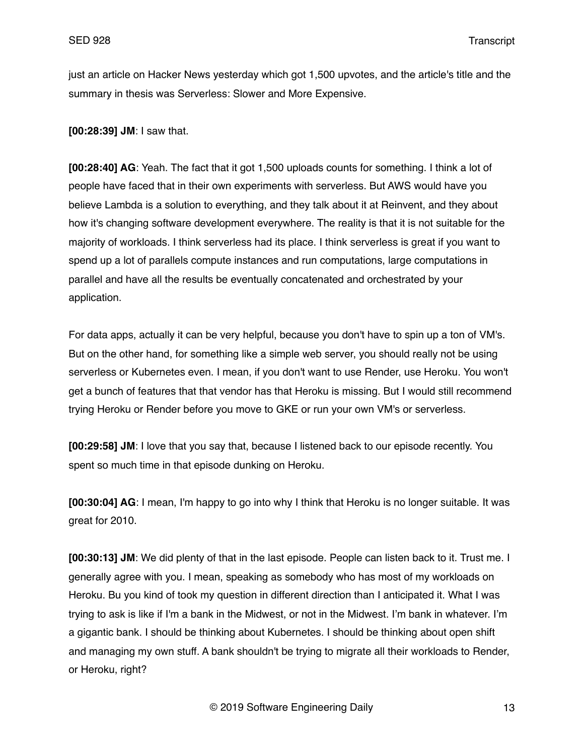just an article on Hacker News yesterday which got 1,500 upvotes, and the article's title and the summary in thesis was Serverless: Slower and More Expensive.

**[00:28:39] JM**: I saw that.

**[00:28:40] AG**: Yeah. The fact that it got 1,500 uploads counts for something. I think a lot of people have faced that in their own experiments with serverless. But AWS would have you believe Lambda is a solution to everything, and they talk about it at Reinvent, and they about how it's changing software development everywhere. The reality is that it is not suitable for the majority of workloads. I think serverless had its place. I think serverless is great if you want to spend up a lot of parallels compute instances and run computations, large computations in parallel and have all the results be eventually concatenated and orchestrated by your application.

For data apps, actually it can be very helpful, because you don't have to spin up a ton of VM's. But on the other hand, for something like a simple web server, you should really not be using serverless or Kubernetes even. I mean, if you don't want to use Render, use Heroku. You won't get a bunch of features that that vendor has that Heroku is missing. But I would still recommend trying Heroku or Render before you move to GKE or run your own VM's or serverless.

**[00:29:58] JM**: I love that you say that, because I listened back to our episode recently. You spent so much time in that episode dunking on Heroku.

**[00:30:04] AG**: I mean, I'm happy to go into why I think that Heroku is no longer suitable. It was great for 2010.

**[00:30:13] JM**: We did plenty of that in the last episode. People can listen back to it. Trust me. I generally agree with you. I mean, speaking as somebody who has most of my workloads on Heroku. Bu you kind of took my question in different direction than I anticipated it. What I was trying to ask is like if I'm a bank in the Midwest, or not in the Midwest. I'm bank in whatever. I'm a gigantic bank. I should be thinking about Kubernetes. I should be thinking about open shift and managing my own stuff. A bank shouldn't be trying to migrate all their workloads to Render, or Heroku, right?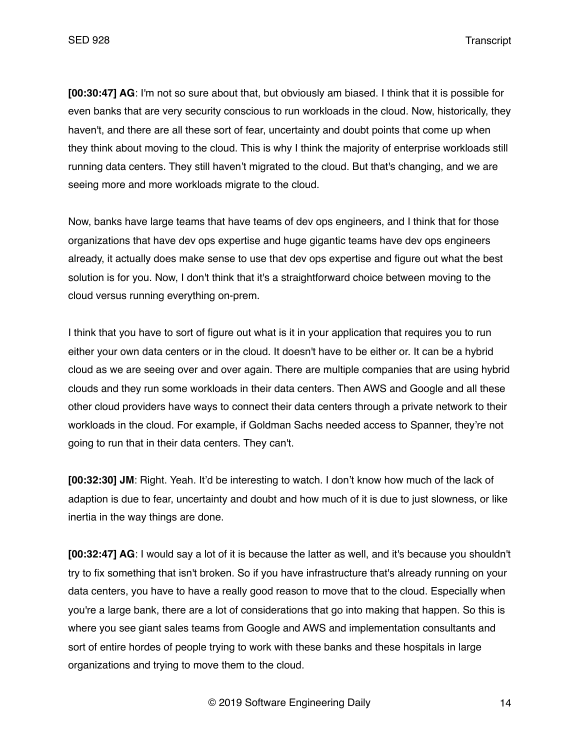**[00:30:47] AG**: I'm not so sure about that, but obviously am biased. I think that it is possible for even banks that are very security conscious to run workloads in the cloud. Now, historically, they haven't, and there are all these sort of fear, uncertainty and doubt points that come up when they think about moving to the cloud. This is why I think the majority of enterprise workloads still running data centers. They still haven't migrated to the cloud. But that's changing, and we are seeing more and more workloads migrate to the cloud.

Now, banks have large teams that have teams of dev ops engineers, and I think that for those organizations that have dev ops expertise and huge gigantic teams have dev ops engineers already, it actually does make sense to use that dev ops expertise and figure out what the best solution is for you. Now, I don't think that it's a straightforward choice between moving to the cloud versus running everything on-prem.

I think that you have to sort of figure out what is it in your application that requires you to run either your own data centers or in the cloud. It doesn't have to be either or. It can be a hybrid cloud as we are seeing over and over again. There are multiple companies that are using hybrid clouds and they run some workloads in their data centers. Then AWS and Google and all these other cloud providers have ways to connect their data centers through a private network to their workloads in the cloud. For example, if Goldman Sachs needed access to Spanner, they're not going to run that in their data centers. They can't.

**[00:32:30] JM**: Right. Yeah. It'd be interesting to watch. I don't know how much of the lack of adaption is due to fear, uncertainty and doubt and how much of it is due to just slowness, or like inertia in the way things are done.

**[00:32:47] AG**: I would say a lot of it is because the latter as well, and it's because you shouldn't try to fix something that isn't broken. So if you have infrastructure that's already running on your data centers, you have to have a really good reason to move that to the cloud. Especially when you're a large bank, there are a lot of considerations that go into making that happen. So this is where you see giant sales teams from Google and AWS and implementation consultants and sort of entire hordes of people trying to work with these banks and these hospitals in large organizations and trying to move them to the cloud.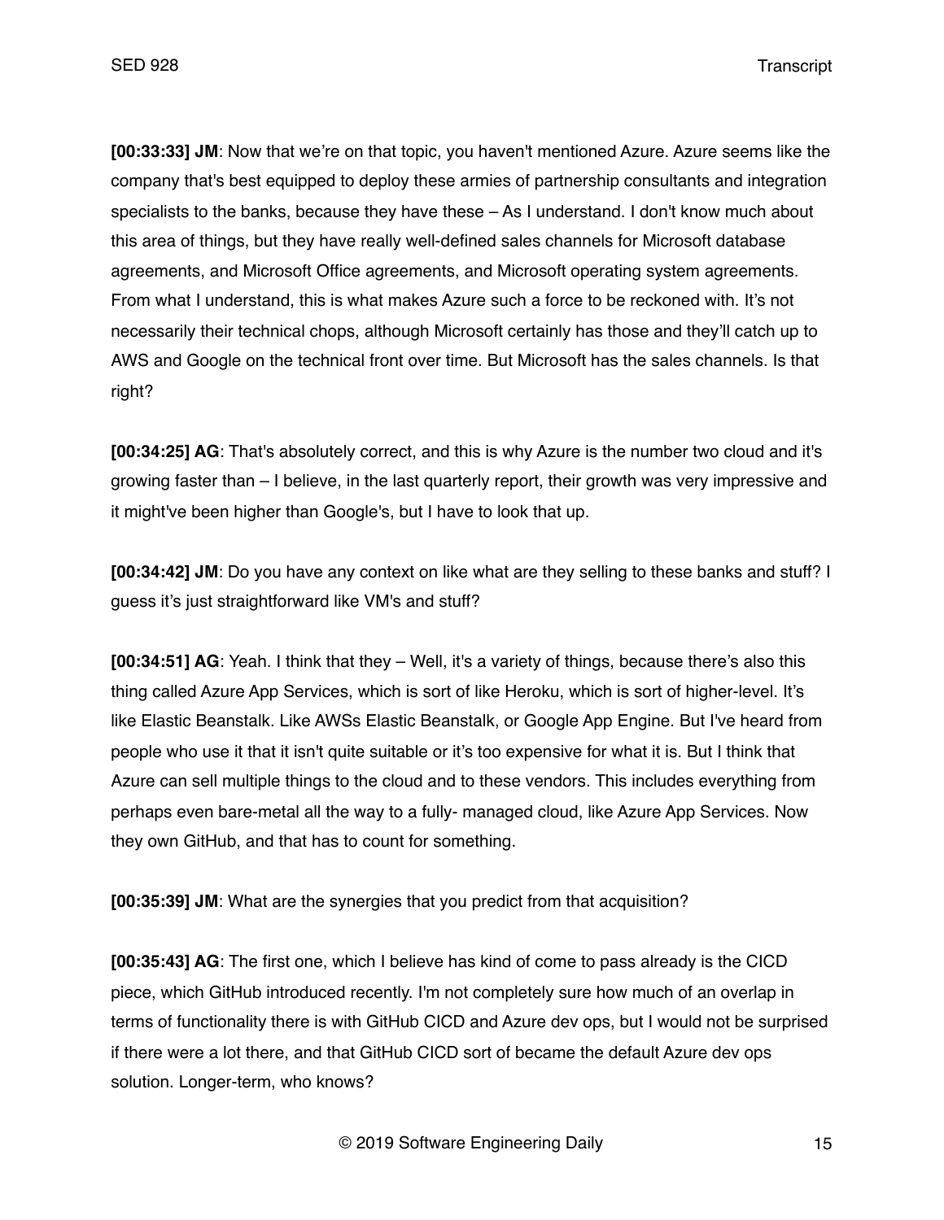**[00:33:33] JM**: Now that we're on that topic, you haven't mentioned Azure. Azure seems like the company that's best equipped to deploy these armies of partnership consultants and integration specialists to the banks, because they have these – As I understand. I don't know much about this area of things, but they have really well-defined sales channels for Microsoft database agreements, and Microsoft Office agreements, and Microsoft operating system agreements. From what I understand, this is what makes Azure such a force to be reckoned with. It's not necessarily their technical chops, although Microsoft certainly has those and they'll catch up to AWS and Google on the technical front over time. But Microsoft has the sales channels. Is that right?

**[00:34:25] AG**: That's absolutely correct, and this is why Azure is the number two cloud and it's growing faster than – I believe, in the last quarterly report, their growth was very impressive and it might've been higher than Google's, but I have to look that up.

**[00:34:42] JM**: Do you have any context on like what are they selling to these banks and stuff? I guess it's just straightforward like VM's and stuff?

**[00:34:51] AG**: Yeah. I think that they – Well, it's a variety of things, because there's also this thing called Azure App Services, which is sort of like Heroku, which is sort of higher-level. It's like Elastic Beanstalk. Like AWSs Elastic Beanstalk, or Google App Engine. But I've heard from people who use it that it isn't quite suitable or it's too expensive for what it is. But I think that Azure can sell multiple things to the cloud and to these vendors. This includes everything from perhaps even bare-metal all the way to a fully- managed cloud, like Azure App Services. Now they own GitHub, and that has to count for something.

**[00:35:39] JM**: What are the synergies that you predict from that acquisition?

**[00:35:43] AG**: The first one, which I believe has kind of come to pass already is the CICD piece, which GitHub introduced recently. I'm not completely sure how much of an overlap in terms of functionality there is with GitHub CICD and Azure dev ops, but I would not be surprised if there were a lot there, and that GitHub CICD sort of became the default Azure dev ops solution. Longer-term, who knows?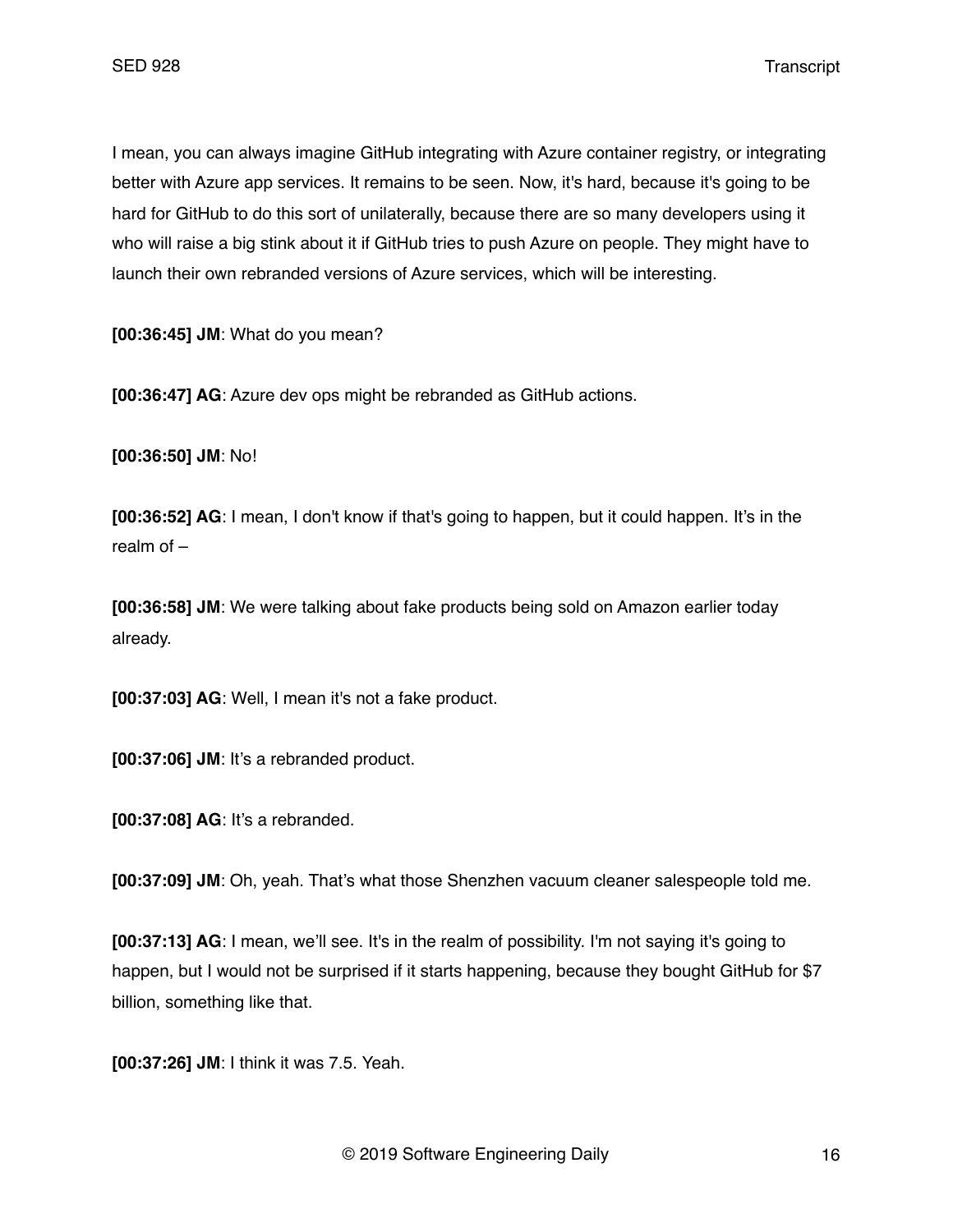I mean, you can always imagine GitHub integrating with Azure container registry, or integrating better with Azure app services. It remains to be seen. Now, it's hard, because it's going to be hard for GitHub to do this sort of unilaterally, because there are so many developers using it who will raise a big stink about it if GitHub tries to push Azure on people. They might have to launch their own rebranded versions of Azure services, which will be interesting.

**[00:36:45] JM**: What do you mean?

**[00:36:47] AG**: Azure dev ops might be rebranded as GitHub actions.

**[00:36:50] JM**: No!

**[00:36:52] AG**: I mean, I don't know if that's going to happen, but it could happen. It’s in the realm of –

**[00:36:58] JM**: We were talking about fake products being sold on Amazon earlier today already.

**[00:37:03] AG**: Well, I mean it's not a fake product.

**[00:37:06] JM**: It’s a rebranded product.

**[00:37:08] AG**: It’s a rebranded.

**[00:37:09] JM**: Oh, yeah. That’s what those Shenzhen vacuum cleaner salespeople told me.

**[00:37:13] AG**: I mean, we’ll see. It's in the realm of possibility. I'm not saying it's going to happen, but I would not be surprised if it starts happening, because they bought GitHub for $7 billion, something like that.

**[00:37:26] JM**: I think it was 7.5. Yeah.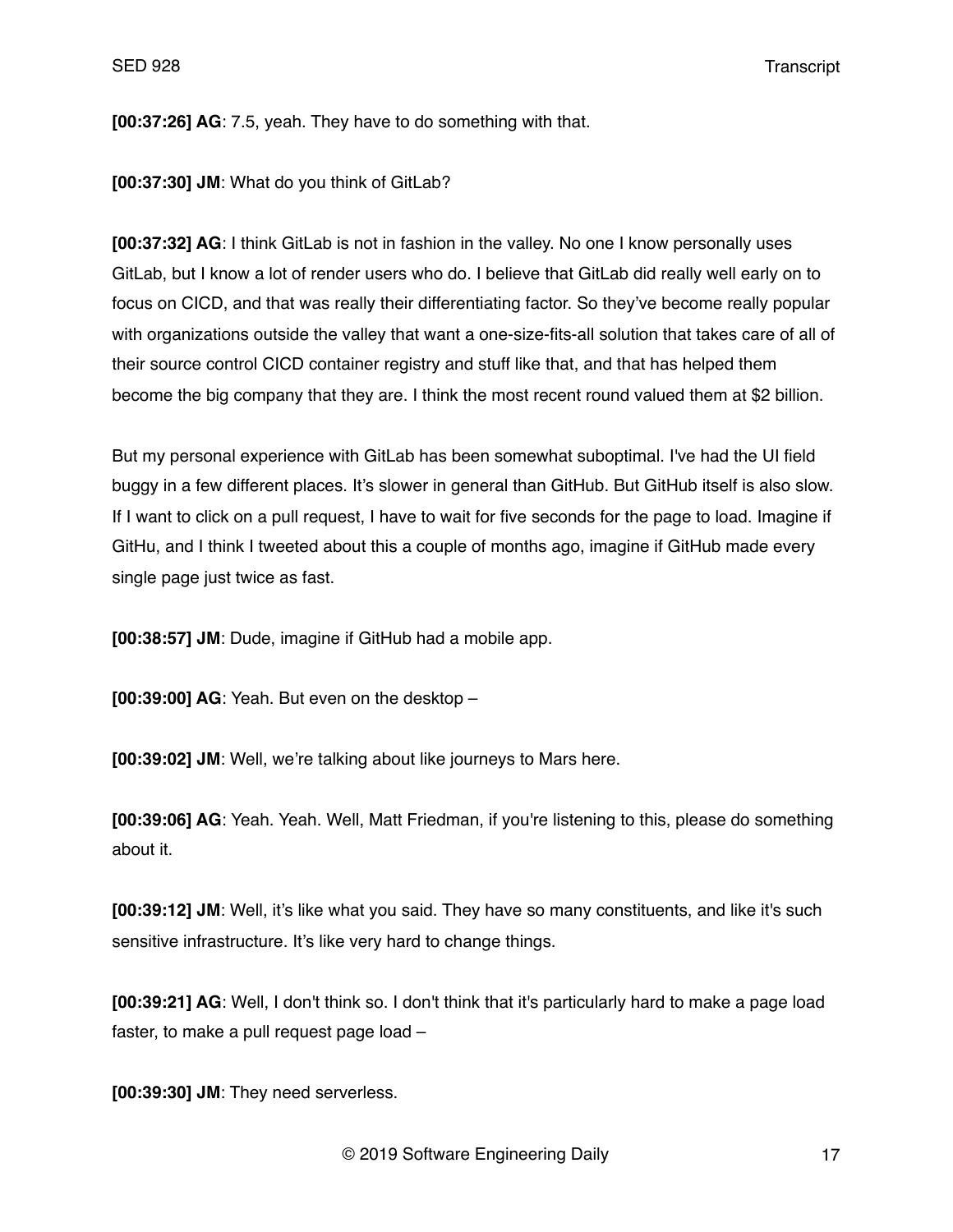**[00:37:26] AG**: 7.5, yeah. They have to do something with that.

**[00:37:30] JM**: What do you think of GitLab?

**[00:37:32] AG**: I think GitLab is not in fashion in the valley. No one I know personally uses GitLab, but I know a lot of render users who do. I believe that GitLab did really well early on to focus on CICD, and that was really their differentiating factor. So they've become really popular with organizations outside the valley that want a one-size-fits-all solution that takes care of all of their source control CICD container registry and stuff like that, and that has helped them become the big company that they are. I think the most recent round valued them at $2 billion.

But my personal experience with GitLab has been somewhat suboptimal. I've had the UI field buggy in a few different places. It's slower in general than GitHub. But GitHub itself is also slow. If I want to click on a pull request, I have to wait for five seconds for the page to load. Imagine if GitHu, and I think I tweeted about this a couple of months ago, imagine if GitHub made every single page just twice as fast.

**[00:38:57] JM**: Dude, imagine if GitHub had a mobile app.

**[00:39:00] AG**: Yeah. But even on the desktop –

**[00:39:02] JM**: Well, we're talking about like journeys to Mars here.

**[00:39:06] AG**: Yeah. Yeah. Well, Matt Friedman, if you're listening to this, please do something about it.

**[00:39:12] JM**: Well, it's like what you said. They have so many constituents, and like it's such sensitive infrastructure. It's like very hard to change things.

**[00:39:21] AG**: Well, I don't think so. I don't think that it's particularly hard to make a page load faster, to make a pull request page load –

**[00:39:30] JM**: They need serverless.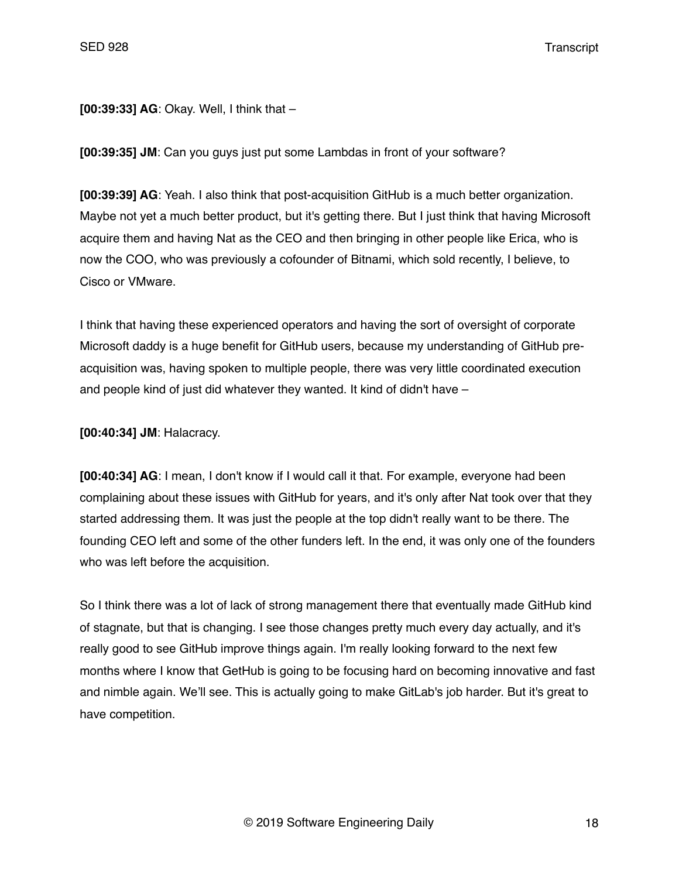**[00:39:33] AG**: Okay. Well, I think that –

**[00:39:35] JM**: Can you guys just put some Lambdas in front of your software?

**[00:39:39] AG**: Yeah. I also think that post-acquisition GitHub is a much better organization. Maybe not yet a much better product, but it's getting there. But I just think that having Microsoft acquire them and having Nat as the CEO and then bringing in other people like Erica, who is now the COO, who was previously a cofounder of Bitnami, which sold recently, I believe, to Cisco or VMware.

I think that having these experienced operators and having the sort of oversight of corporate Microsoft daddy is a huge benefit for GitHub users, because my understanding of GitHub pre-acquisition was, having spoken to multiple people, there was very little coordinated execution and people kind of just did whatever they wanted. It kind of didn't have –

**[00:40:34] JM**: Halacracy.

**[00:40:34] AG**: I mean, I don't know if I would call it that. For example, everyone had been complaining about these issues with GitHub for years, and it's only after Nat took over that they started addressing them. It was just the people at the top didn't really want to be there. The founding CEO left and some of the other funders left. In the end, it was only one of the founders who was left before the acquisition.

So I think there was a lot of lack of strong management there that eventually made GitHub kind of stagnate, but that is changing. I see those changes pretty much every day actually, and it's really good to see GitHub improve things again. I'm really looking forward to the next few months where I know that GetHub is going to be focusing hard on becoming innovative and fast and nimble again. We'll see. This is actually going to make GitLab's job harder. But it's great to have competition.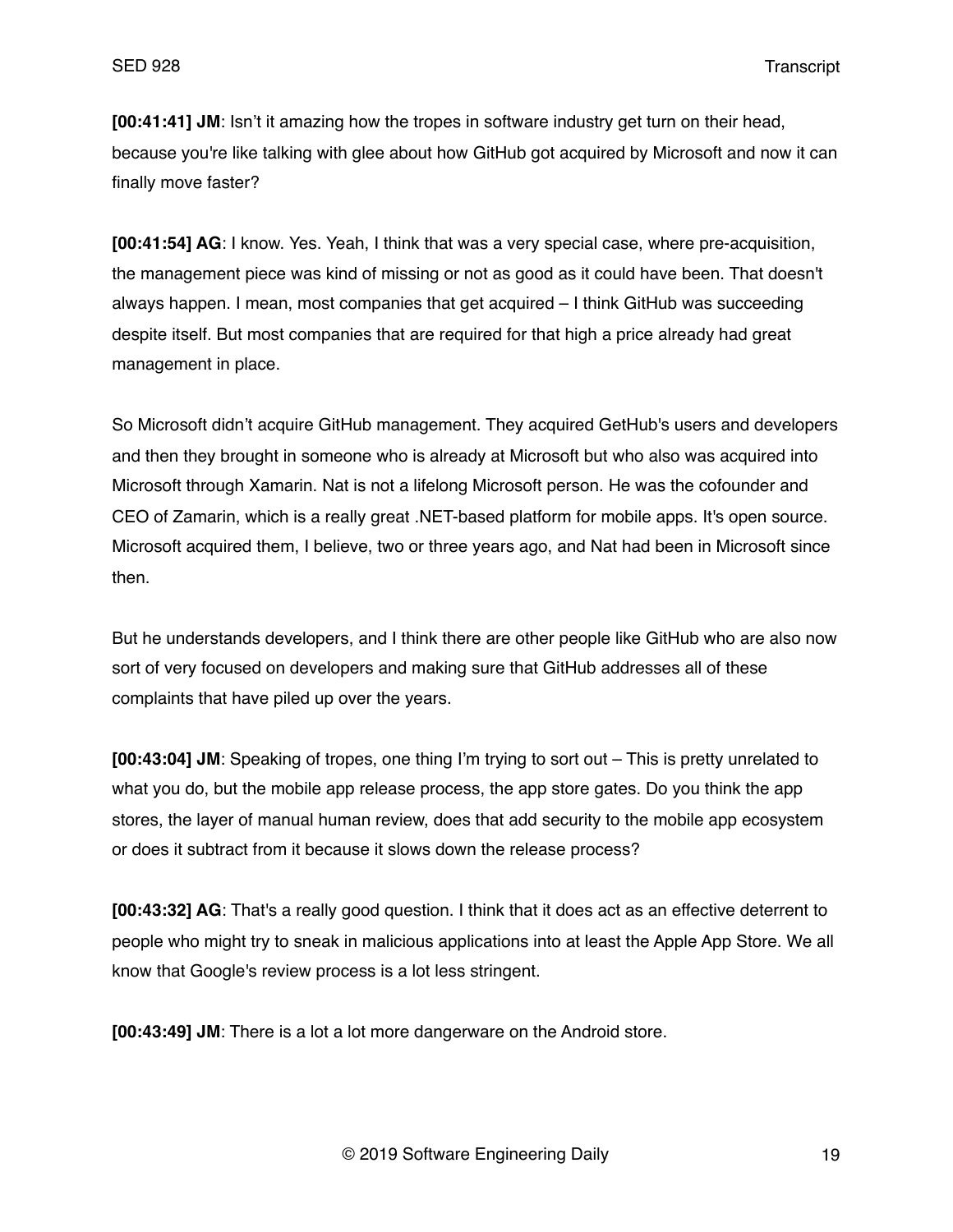**[00:41:41] JM**: Isn't it amazing how the tropes in software industry get turn on their head, because you're like talking with glee about how GitHub got acquired by Microsoft and now it can finally move faster?

**[00:41:54] AG**: I know. Yes. Yeah, I think that was a very special case, where pre-acquisition, the management piece was kind of missing or not as good as it could have been. That doesn't always happen. I mean, most companies that get acquired – I think GitHub was succeeding despite itself. But most companies that are required for that high a price already had great management in place.

So Microsoft didn't acquire GitHub management. They acquired GetHub's users and developers and then they brought in someone who is already at Microsoft but who also was acquired into Microsoft through Xamarin. Nat is not a lifelong Microsoft person. He was the cofounder and CEO of Zamarin, which is a really great .NET-based platform for mobile apps. It's open source. Microsoft acquired them, I believe, two or three years ago, and Nat had been in Microsoft since then.

But he understands developers, and I think there are other people like GitHub who are also now sort of very focused on developers and making sure that GitHub addresses all of these complaints that have piled up over the years.

**[00:43:04] JM**: Speaking of tropes, one thing I'm trying to sort out – This is pretty unrelated to what you do, but the mobile app release process, the app store gates. Do you think the app stores, the layer of manual human review, does that add security to the mobile app ecosystem or does it subtract from it because it slows down the release process?

**[00:43:32] AG**: That's a really good question. I think that it does act as an effective deterrent to people who might try to sneak in malicious applications into at least the Apple App Store. We all know that Google's review process is a lot less stringent.

**[00:43:49] JM**: There is a lot a lot more dangerware on the Android store.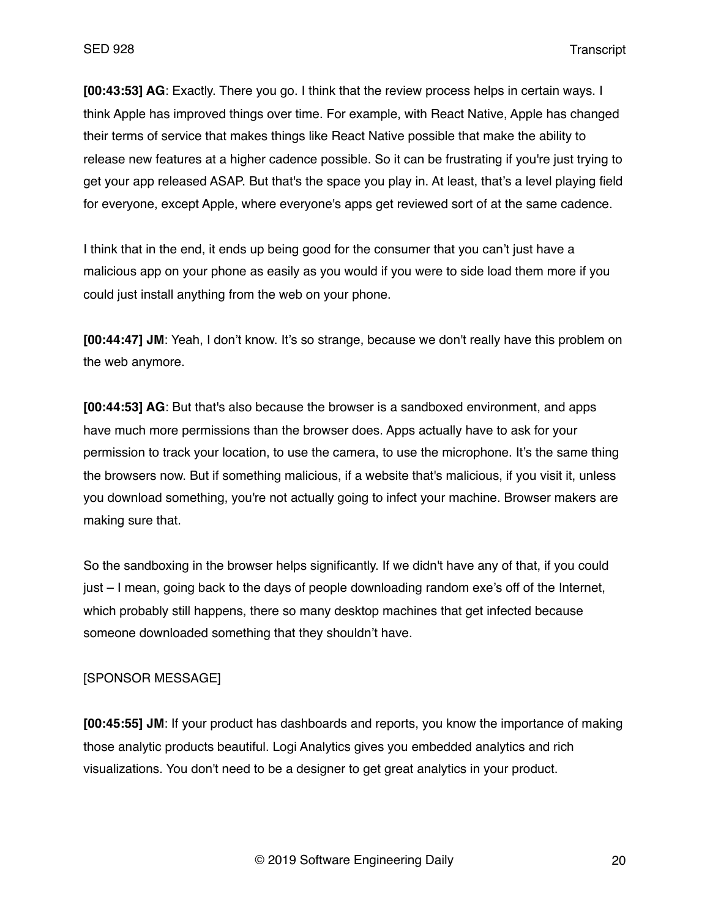**[00:43:53] AG**: Exactly. There you go. I think that the review process helps in certain ways. I think Apple has improved things over time. For example, with React Native, Apple has changed their terms of service that makes things like React Native possible that make the ability to release new features at a higher cadence possible. So it can be frustrating if you're just trying to get your app released ASAP. But that's the space you play in. At least, that's a level playing field for everyone, except Apple, where everyone's apps get reviewed sort of at the same cadence.

I think that in the end, it ends up being good for the consumer that you can't just have a malicious app on your phone as easily as you would if you were to side load them more if you could just install anything from the web on your phone.

**[00:44:47] JM**: Yeah, I don't know. It's so strange, because we don't really have this problem on the web anymore.

**[00:44:53] AG**: But that's also because the browser is a sandboxed environment, and apps have much more permissions than the browser does. Apps actually have to ask for your permission to track your location, to use the camera, to use the microphone. It's the same thing the browsers now. But if something malicious, if a website that's malicious, if you visit it, unless you download something, you're not actually going to infect your machine. Browser makers are making sure that.

So the sandboxing in the browser helps significantly. If we didn't have any of that, if you could just – I mean, going back to the days of people downloading random exe's off of the Internet, which probably still happens, there so many desktop machines that get infected because someone downloaded something that they shouldn't have.

[SPONSOR MESSAGE]

**[00:45:55] JM**: If your product has dashboards and reports, you know the importance of making those analytic products beautiful. Logi Analytics gives you embedded analytics and rich visualizations. You don't need to be a designer to get great analytics in your product.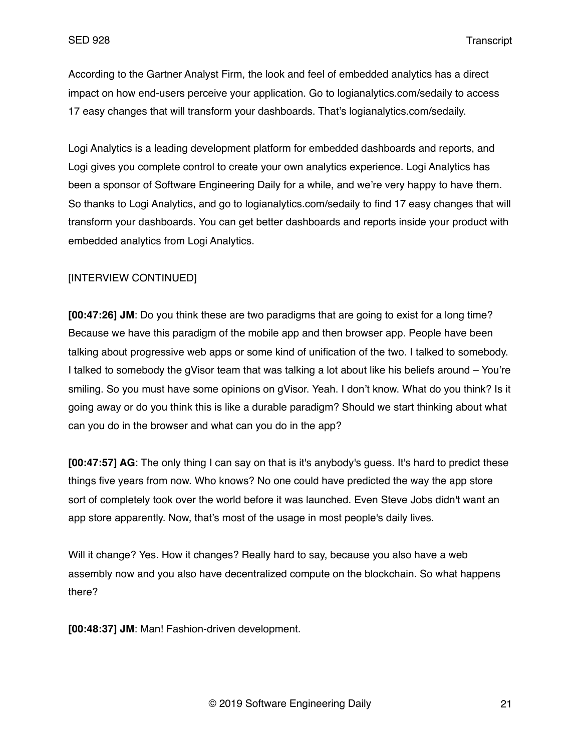According to the Gartner Analyst Firm, the look and feel of embedded analytics has a direct impact on how end-users perceive your application. Go to logianalytics.com/sedaily to access 17 easy changes that will transform your dashboards. That's logianalytics.com/sedaily.

Logi Analytics is a leading development platform for embedded dashboards and reports, and Logi gives you complete control to create your own analytics experience. Logi Analytics has been a sponsor of Software Engineering Daily for a while, and we're very happy to have them. So thanks to Logi Analytics, and go to logianalytics.com/sedaily to find 17 easy changes that will transform your dashboards. You can get better dashboards and reports inside your product with embedded analytics from Logi Analytics.

[INTERVIEW CONTINUED]

**[00:47:26] JM**: Do you think these are two paradigms that are going to exist for a long time? Because we have this paradigm of the mobile app and then browser app. People have been talking about progressive web apps or some kind of unification of the two. I talked to somebody. I talked to somebody the gVisor team that was talking a lot about like his beliefs around – You're smiling. So you must have some opinions on gVisor. Yeah. I don't know. What do you think? Is it going away or do you think this is like a durable paradigm? Should we start thinking about what can you do in the browser and what can you do in the app?

**[00:47:57] AG**: The only thing I can say on that is it's anybody's guess. It's hard to predict these things five years from now. Who knows? No one could have predicted the way the app store sort of completely took over the world before it was launched. Even Steve Jobs didn't want an app store apparently. Now, that's most of the usage in most people's daily lives.

Will it change? Yes. How it changes? Really hard to say, because you also have a web assembly now and you also have decentralized compute on the blockchain. So what happens there?

**[00:48:37] JM**: Man! Fashion-driven development.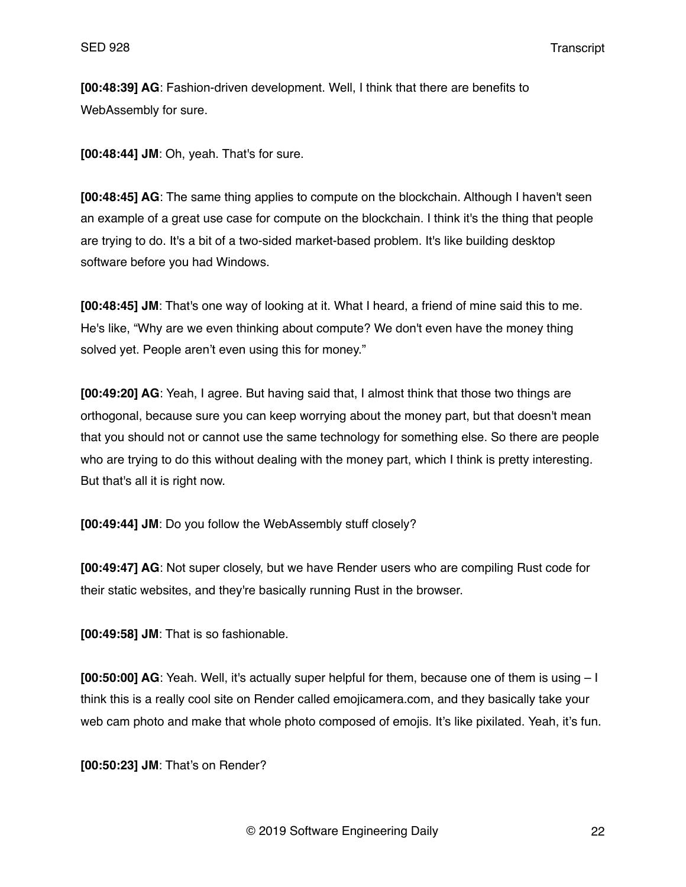**[00:48:39] AG**: Fashion-driven development. Well, I think that there are benefits to WebAssembly for sure.

**[00:48:44] JM**: Oh, yeah. That's for sure.

**[00:48:45] AG**: The same thing applies to compute on the blockchain. Although I haven't seen an example of a great use case for compute on the blockchain. I think it's the thing that people are trying to do. It's a bit of a two-sided market-based problem. It's like building desktop software before you had Windows.

**[00:48:45] JM**: That's one way of looking at it. What I heard, a friend of mine said this to me. He's like, "Why are we even thinking about compute? We don't even have the money thing solved yet. People aren't even using this for money."

**[00:49:20] AG**: Yeah, I agree. But having said that, I almost think that those two things are orthogonal, because sure you can keep worrying about the money part, but that doesn't mean that you should not or cannot use the same technology for something else. So there are people who are trying to do this without dealing with the money part, which I think is pretty interesting. But that's all it is right now.

**[00:49:44] JM**: Do you follow the WebAssembly stuff closely?

**[00:49:47] AG**: Not super closely, but we have Render users who are compiling Rust code for their static websites, and they're basically running Rust in the browser.

**[00:49:58] JM**: That is so fashionable.

**[00:50:00] AG**: Yeah. Well, it's actually super helpful for them, because one of them is using – I think this is a really cool site on Render called emojicamera.com, and they basically take your web cam photo and make that whole photo composed of emojis. It's like pixilated. Yeah, it's fun.

**[00:50:23] JM**: That's on Render?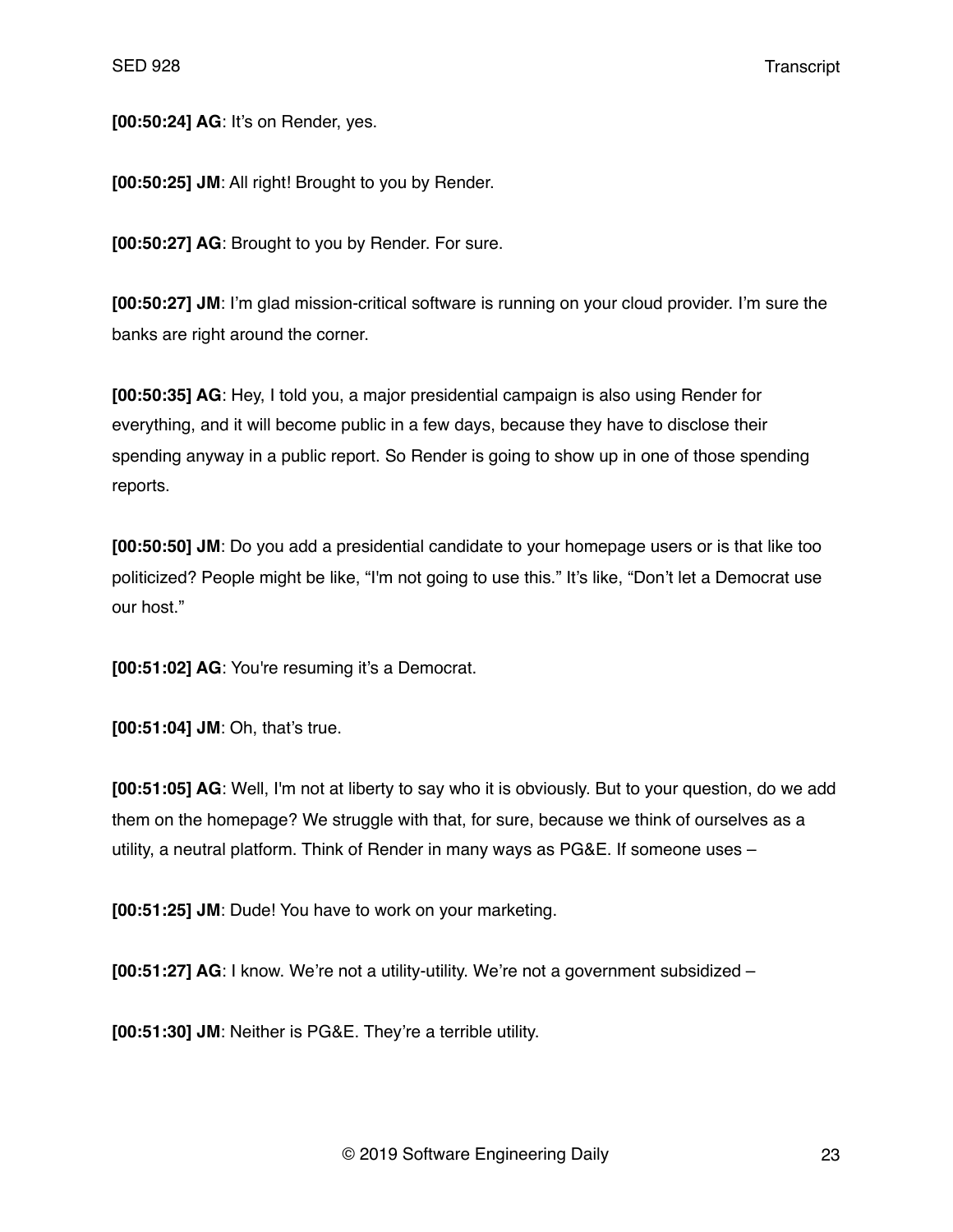**[00:50:24] AG**: It's on Render, yes.

**[00:50:25] JM**: All right! Brought to you by Render.

**[00:50:27] AG**: Brought to you by Render. For sure.

**[00:50:27] JM**: I'm glad mission-critical software is running on your cloud provider. I'm sure the banks are right around the corner.

**[00:50:35] AG**: Hey, I told you, a major presidential campaign is also using Render for everything, and it will become public in a few days, because they have to disclose their spending anyway in a public report. So Render is going to show up in one of those spending reports.

**[00:50:50] JM**: Do you add a presidential candidate to your homepage users or is that like too politicized? People might be like, "I'm not going to use this." It's like, "Don't let a Democrat use our host."

**[00:51:02] AG**: You're resuming it's a Democrat.

**[00:51:04] JM**: Oh, that's true.

**[00:51:05] AG**: Well, I'm not at liberty to say who it is obviously. But to your question, do we add them on the homepage? We struggle with that, for sure, because we think of ourselves as a utility, a neutral platform. Think of Render in many ways as PG&E. If someone uses –

**[00:51:25] JM**: Dude! You have to work on your marketing.

**[00:51:27] AG**: I know. We're not a utility-utility. We're not a government subsidized –

**[00:51:30] JM**: Neither is PG&E. They're a terrible utility.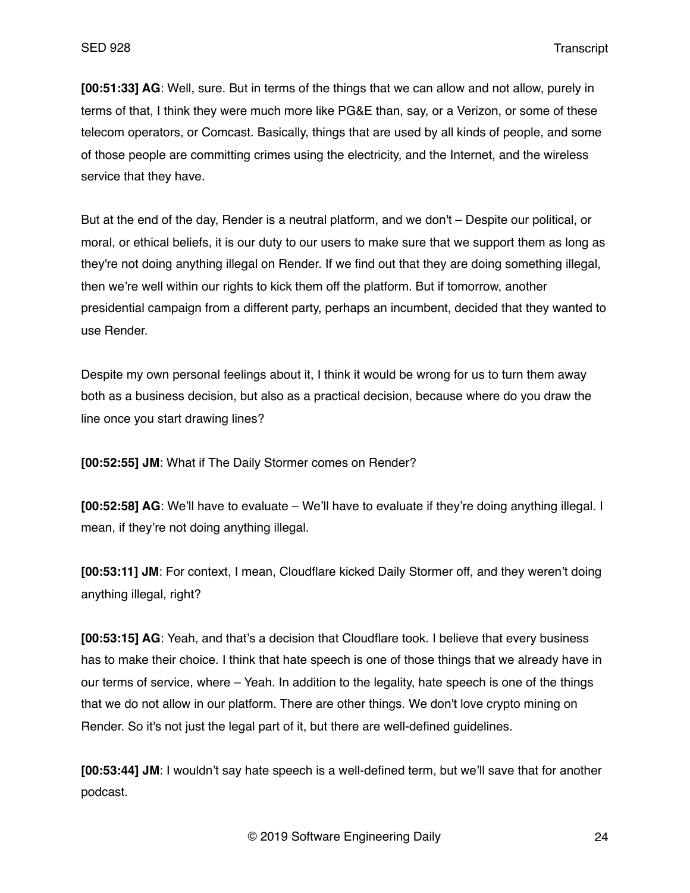**[00:51:33] AG**: Well, sure. But in terms of the things that we can allow and not allow, purely in terms of that, I think they were much more like PG&E than, say, or a Verizon, or some of these telecom operators, or Comcast. Basically, things that are used by all kinds of people, and some of those people are committing crimes using the electricity, and the Internet, and the wireless service that they have.

But at the end of the day, Render is a neutral platform, and we don't – Despite our political, or moral, or ethical beliefs, it is our duty to our users to make sure that we support them as long as they're not doing anything illegal on Render. If we find out that they are doing something illegal, then we're well within our rights to kick them off the platform. But if tomorrow, another presidential campaign from a different party, perhaps an incumbent, decided that they wanted to use Render.

Despite my own personal feelings about it, I think it would be wrong for us to turn them away both as a business decision, but also as a practical decision, because where do you draw the line once you start drawing lines?

**[00:52:55] JM**: What if The Daily Stormer comes on Render?

**[00:52:58] AG**: We'll have to evaluate – We'll have to evaluate if they're doing anything illegal. I mean, if they're not doing anything illegal.

**[00:53:11] JM**: For context, I mean, Cloudflare kicked Daily Stormer off, and they weren't doing anything illegal, right?

**[00:53:15] AG**: Yeah, and that's a decision that Cloudflare took. I believe that every business has to make their choice. I think that hate speech is one of those things that we already have in our terms of service, where – Yeah. In addition to the legality, hate speech is one of the things that we do not allow in our platform. There are other things. We don't love crypto mining on Render. So it's not just the legal part of it, but there are well-defined guidelines.

**[00:53:44] JM**: I wouldn't say hate speech is a well-defined term, but we'll save that for another podcast.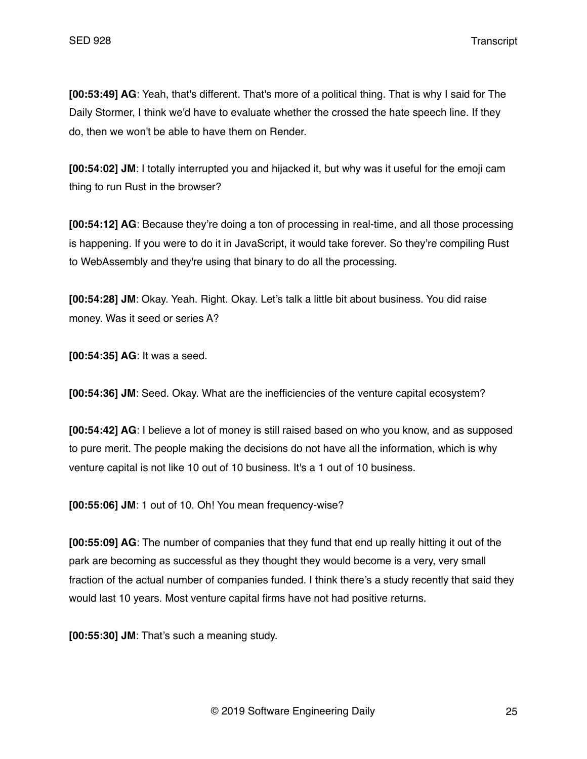**[00:53:49] AG**: Yeah, that's different. That's more of a political thing. That is why I said for The Daily Stormer, I think we'd have to evaluate whether the crossed the hate speech line. If they do, then we won't be able to have them on Render.

**[00:54:02] JM**: I totally interrupted you and hijacked it, but why was it useful for the emoji cam thing to run Rust in the browser?

**[00:54:12] AG**: Because they're doing a ton of processing in real-time, and all those processing is happening. If you were to do it in JavaScript, it would take forever. So they're compiling Rust to WebAssembly and they're using that binary to do all the processing.

**[00:54:28] JM**: Okay. Yeah. Right. Okay. Let's talk a little bit about business. You did raise money. Was it seed or series A?

**[00:54:35] AG**: It was a seed.

**[00:54:36] JM**: Seed. Okay. What are the inefficiencies of the venture capital ecosystem?

**[00:54:42] AG**: I believe a lot of money is still raised based on who you know, and as supposed to pure merit. The people making the decisions do not have all the information, which is why venture capital is not like 10 out of 10 business. It's a 1 out of 10 business.

**[00:55:06] JM**: 1 out of 10. Oh! You mean frequency-wise?

**[00:55:09] AG**: The number of companies that they fund that end up really hitting it out of the park are becoming as successful as they thought they would become is a very, very small fraction of the actual number of companies funded. I think there's a study recently that said they would last 10 years. Most venture capital firms have not had positive returns.

**[00:55:30] JM**: That's such a meaning study.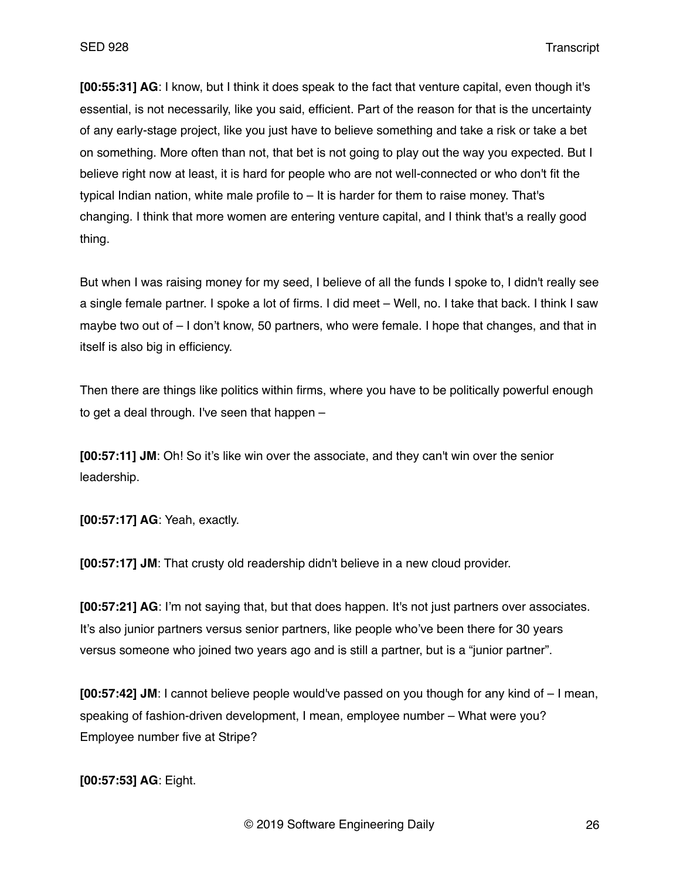**[00:55:31] AG**: I know, but I think it does speak to the fact that venture capital, even though it's essential, is not necessarily, like you said, efficient. Part of the reason for that is the uncertainty of any early-stage project, like you just have to believe something and take a risk or take a bet on something. More often than not, that bet is not going to play out the way you expected. But I believe right now at least, it is hard for people who are not well-connected or who don't fit the typical Indian nation, white male profile to – It is harder for them to raise money. That's changing. I think that more women are entering venture capital, and I think that's a really good thing.

But when I was raising money for my seed, I believe of all the funds I spoke to, I didn't really see a single female partner. I spoke a lot of firms. I did meet – Well, no. I take that back. I think I saw maybe two out of – I don't know, 50 partners, who were female. I hope that changes, and that in itself is also big in efficiency.

Then there are things like politics within firms, where you have to be politically powerful enough to get a deal through. I've seen that happen –

**[00:57:11] JM**: Oh! So it's like win over the associate, and they can't win over the senior leadership.

**[00:57:17] AG**: Yeah, exactly.

**[00:57:17] JM**: That crusty old readership didn't believe in a new cloud provider.

**[00:57:21] AG**: I'm not saying that, but that does happen. It's not just partners over associates. It's also junior partners versus senior partners, like people who've been there for 30 years versus someone who joined two years ago and is still a partner, but is a "junior partner".

**[00:57:42] JM**: I cannot believe people would've passed on you though for any kind of – I mean, speaking of fashion-driven development, I mean, employee number – What were you? Employee number five at Stripe?

**[00:57:53] AG**: Eight.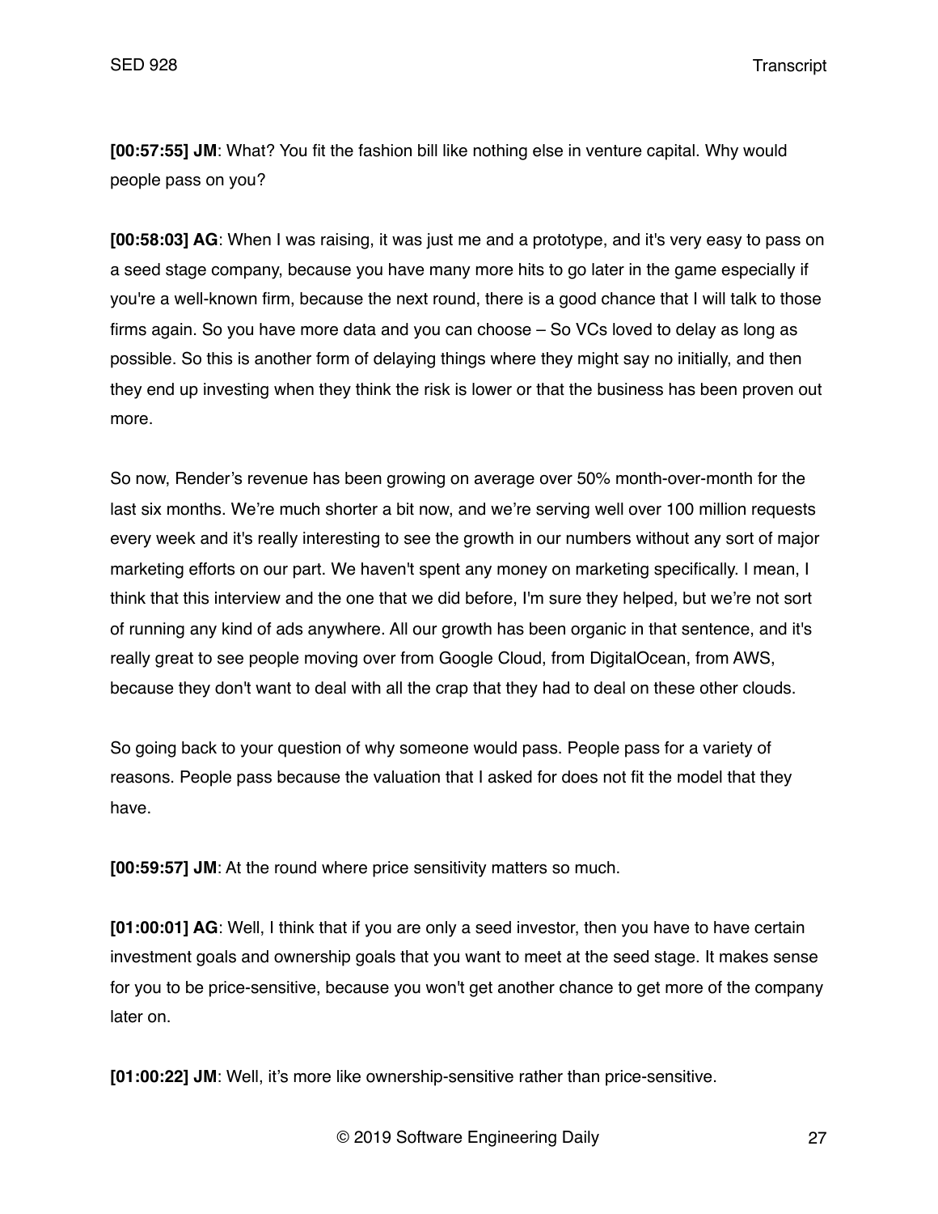**[00:57:55] JM**: What? You fit the fashion bill like nothing else in venture capital. Why would people pass on you?

**[00:58:03] AG**: When I was raising, it was just me and a prototype, and it's very easy to pass on a seed stage company, because you have many more hits to go later in the game especially if you're a well-known firm, because the next round, there is a good chance that I will talk to those firms again. So you have more data and you can choose – So VCs loved to delay as long as possible. So this is another form of delaying things where they might say no initially, and then they end up investing when they think the risk is lower or that the business has been proven out more.

So now, Render's revenue has been growing on average over 50% month-over-month for the last six months. We're much shorter a bit now, and we're serving well over 100 million requests every week and it's really interesting to see the growth in our numbers without any sort of major marketing efforts on our part. We haven't spent any money on marketing specifically. I mean, I think that this interview and the one that we did before, I'm sure they helped, but we're not sort of running any kind of ads anywhere. All our growth has been organic in that sentence, and it's really great to see people moving over from Google Cloud, from DigitalOcean, from AWS, because they don't want to deal with all the crap that they had to deal on these other clouds.

So going back to your question of why someone would pass. People pass for a variety of reasons. People pass because the valuation that I asked for does not fit the model that they have.

**[00:59:57] JM**: At the round where price sensitivity matters so much.

**[01:00:01] AG**: Well, I think that if you are only a seed investor, then you have to have certain investment goals and ownership goals that you want to meet at the seed stage. It makes sense for you to be price-sensitive, because you won't get another chance to get more of the company later on.

**[01:00:22] JM**: Well, it's more like ownership-sensitive rather than price-sensitive.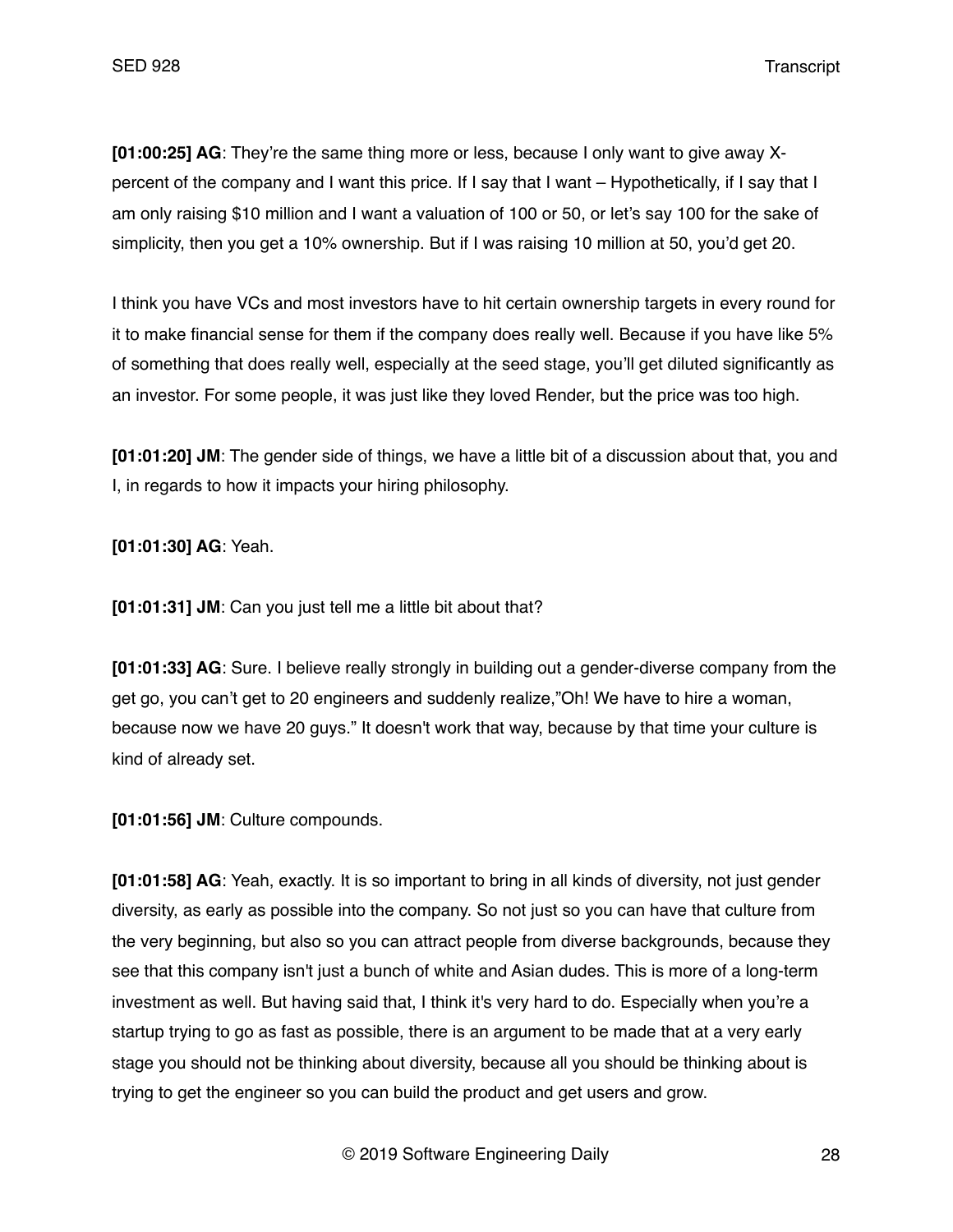**[01:00:25] AG**: They're the same thing more or less, because I only want to give away X-percent of the company and I want this price. If I say that I want – Hypothetically, if I say that I am only raising $10 million and I want a valuation of 100 or 50, or let's say 100 for the sake of simplicity, then you get a 10% ownership. But if I was raising 10 million at 50, you'd get 20.

I think you have VCs and most investors have to hit certain ownership targets in every round for it to make financial sense for them if the company does really well. Because if you have like 5% of something that does really well, especially at the seed stage, you'll get diluted significantly as an investor. For some people, it was just like they loved Render, but the price was too high.

**[01:01:20] JM**: The gender side of things, we have a little bit of a discussion about that, you and I, in regards to how it impacts your hiring philosophy.

**[01:01:30] AG**: Yeah.

**[01:01:31] JM**: Can you just tell me a little bit about that?

**[01:01:33] AG**: Sure. I believe really strongly in building out a gender-diverse company from the get go, you can't get to 20 engineers and suddenly realize,"Oh! We have to hire a woman, because now we have 20 guys." It doesn't work that way, because by that time your culture is kind of already set.

**[01:01:56] JM**: Culture compounds.

**[01:01:58] AG**: Yeah, exactly. It is so important to bring in all kinds of diversity, not just gender diversity, as early as possible into the company. So not just so you can have that culture from the very beginning, but also so you can attract people from diverse backgrounds, because they see that this company isn't just a bunch of white and Asian dudes. This is more of a long-term investment as well. But having said that, I think it's very hard to do. Especially when you're a startup trying to go as fast as possible, there is an argument to be made that at a very early stage you should not be thinking about diversity, because all you should be thinking about is trying to get the engineer so you can build the product and get users and grow.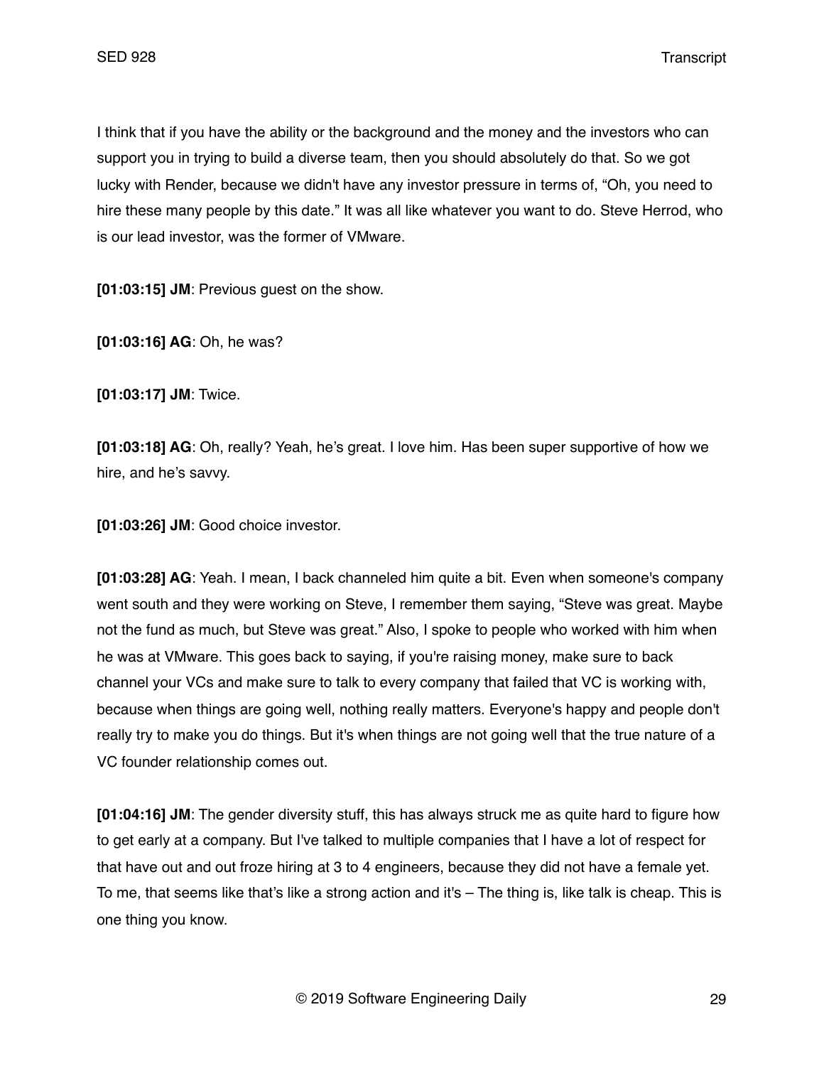I think that if you have the ability or the background and the money and the investors who can support you in trying to build a diverse team, then you should absolutely do that. So we got lucky with Render, because we didn't have any investor pressure in terms of, "Oh, you need to hire these many people by this date." It was all like whatever you want to do. Steve Herrod, who is our lead investor, was the former of VMware.

**[01:03:15] JM**: Previous guest on the show.

**[01:03:16] AG**: Oh, he was?

**[01:03:17] JM**: Twice.

**[01:03:18] AG**: Oh, really? Yeah, he's great. I love him. Has been super supportive of how we hire, and he's savvy.

**[01:03:26] JM**: Good choice investor.

**[01:03:28] AG**: Yeah. I mean, I back channeled him quite a bit. Even when someone's company went south and they were working on Steve, I remember them saying, "Steve was great. Maybe not the fund as much, but Steve was great." Also, I spoke to people who worked with him when he was at VMware. This goes back to saying, if you're raising money, make sure to back channel your VCs and make sure to talk to every company that failed that VC is working with, because when things are going well, nothing really matters. Everyone's happy and people don't really try to make you do things. But it's when things are not going well that the true nature of a VC founder relationship comes out.

**[01:04:16] JM**: The gender diversity stuff, this has always struck me as quite hard to figure how to get early at a company. But I've talked to multiple companies that I have a lot of respect for that have out and out froze hiring at 3 to 4 engineers, because they did not have a female yet. To me, that seems like that's like a strong action and it's – The thing is, like talk is cheap. This is one thing you know.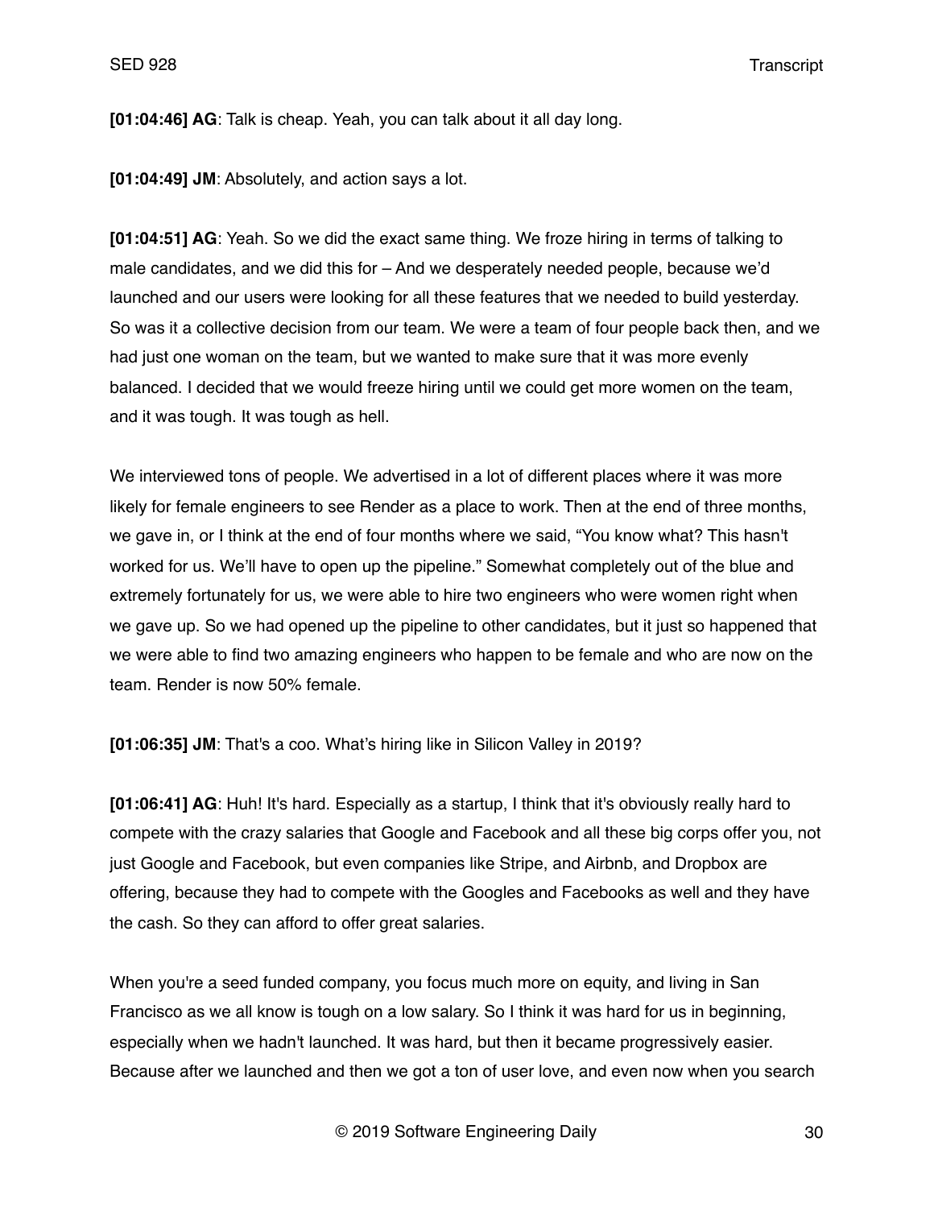**[01:04:46] AG**: Talk is cheap. Yeah, you can talk about it all day long.

**[01:04:49] JM**: Absolutely, and action says a lot.

**[01:04:51] AG**: Yeah. So we did the exact same thing. We froze hiring in terms of talking to male candidates, and we did this for – And we desperately needed people, because we'd launched and our users were looking for all these features that we needed to build yesterday. So was it a collective decision from our team. We were a team of four people back then, and we had just one woman on the team, but we wanted to make sure that it was more evenly balanced. I decided that we would freeze hiring until we could get more women on the team, and it was tough. It was tough as hell.

We interviewed tons of people. We advertised in a lot of different places where it was more likely for female engineers to see Render as a place to work. Then at the end of three months, we gave in, or I think at the end of four months where we said, "You know what? This hasn't worked for us. We'll have to open up the pipeline." Somewhat completely out of the blue and extremely fortunately for us, we were able to hire two engineers who were women right when we gave up. So we had opened up the pipeline to other candidates, but it just so happened that we were able to find two amazing engineers who happen to be female and who are now on the team. Render is now 50% female.

**[01:06:35] JM**: That's a coo. What's hiring like in Silicon Valley in 2019?

**[01:06:41] AG**: Huh! It's hard. Especially as a startup, I think that it's obviously really hard to compete with the crazy salaries that Google and Facebook and all these big corps offer you, not just Google and Facebook, but even companies like Stripe, and Airbnb, and Dropbox are offering, because they had to compete with the Googles and Facebooks as well and they have the cash. So they can afford to offer great salaries.

When you're a seed funded company, you focus much more on equity, and living in San Francisco as we all know is tough on a low salary. So I think it was hard for us in beginning, especially when we hadn't launched. It was hard, but then it became progressively easier. Because after we launched and then we got a ton of user love, and even now when you search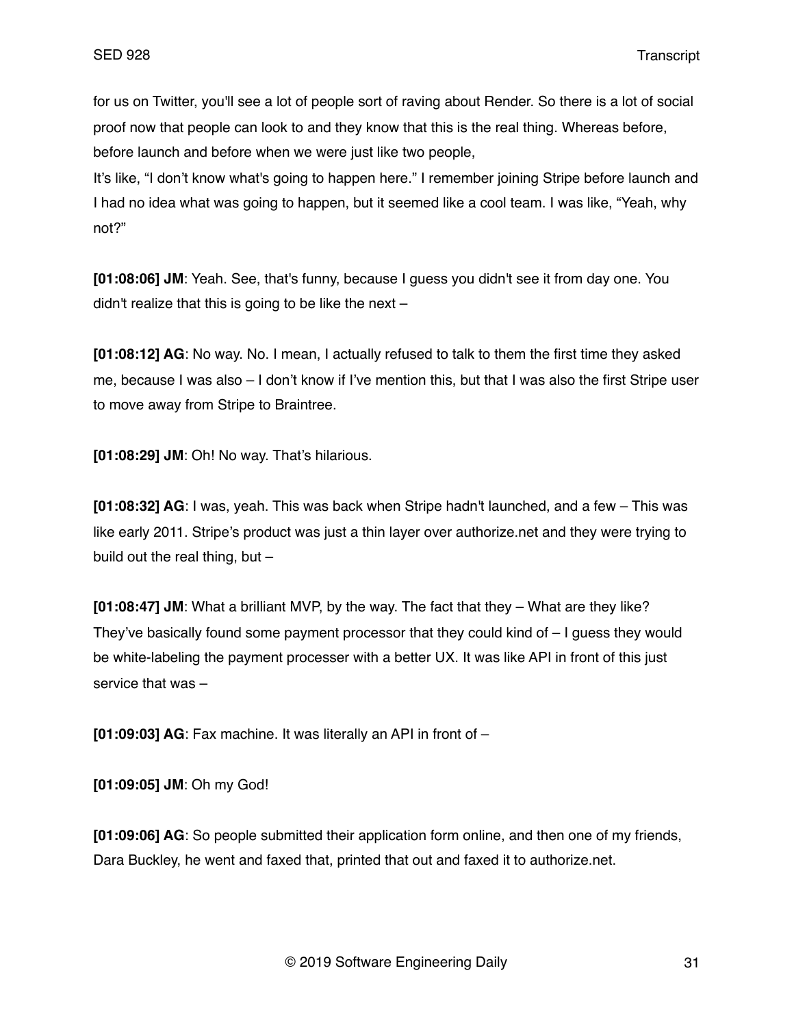for us on Twitter, you'll see a lot of people sort of raving about Render. So there is a lot of social proof now that people can look to and they know that this is the real thing. Whereas before, before launch and before when we were just like two people,

It's like, "I don't know what's going to happen here." I remember joining Stripe before launch and I had no idea what was going to happen, but it seemed like a cool team. I was like, "Yeah, why not?"

**[01:08:06] JM**: Yeah. See, that's funny, because I guess you didn't see it from day one. You didn't realize that this is going to be like the next –

**[01:08:12] AG**: No way. No. I mean, I actually refused to talk to them the first time they asked me, because I was also – I don't know if I've mention this, but that I was also the first Stripe user to move away from Stripe to Braintree.

**[01:08:29] JM**: Oh! No way. That's hilarious.

**[01:08:32] AG**: I was, yeah. This was back when Stripe hadn't launched, and a few – This was like early 2011. Stripe's product was just a thin layer over authorize.net and they were trying to build out the real thing, but –

**[01:08:47] JM**: What a brilliant MVP, by the way. The fact that they – What are they like? They've basically found some payment processor that they could kind of – I guess they would be white-labeling the payment processer with a better UX. It was like API in front of this just service that was –

**[01:09:03] AG**: Fax machine. It was literally an API in front of –

**[01:09:05] JM**: Oh my God!

**[01:09:06] AG**: So people submitted their application form online, and then one of my friends, Dara Buckley, he went and faxed that, printed that out and faxed it to authorize.net.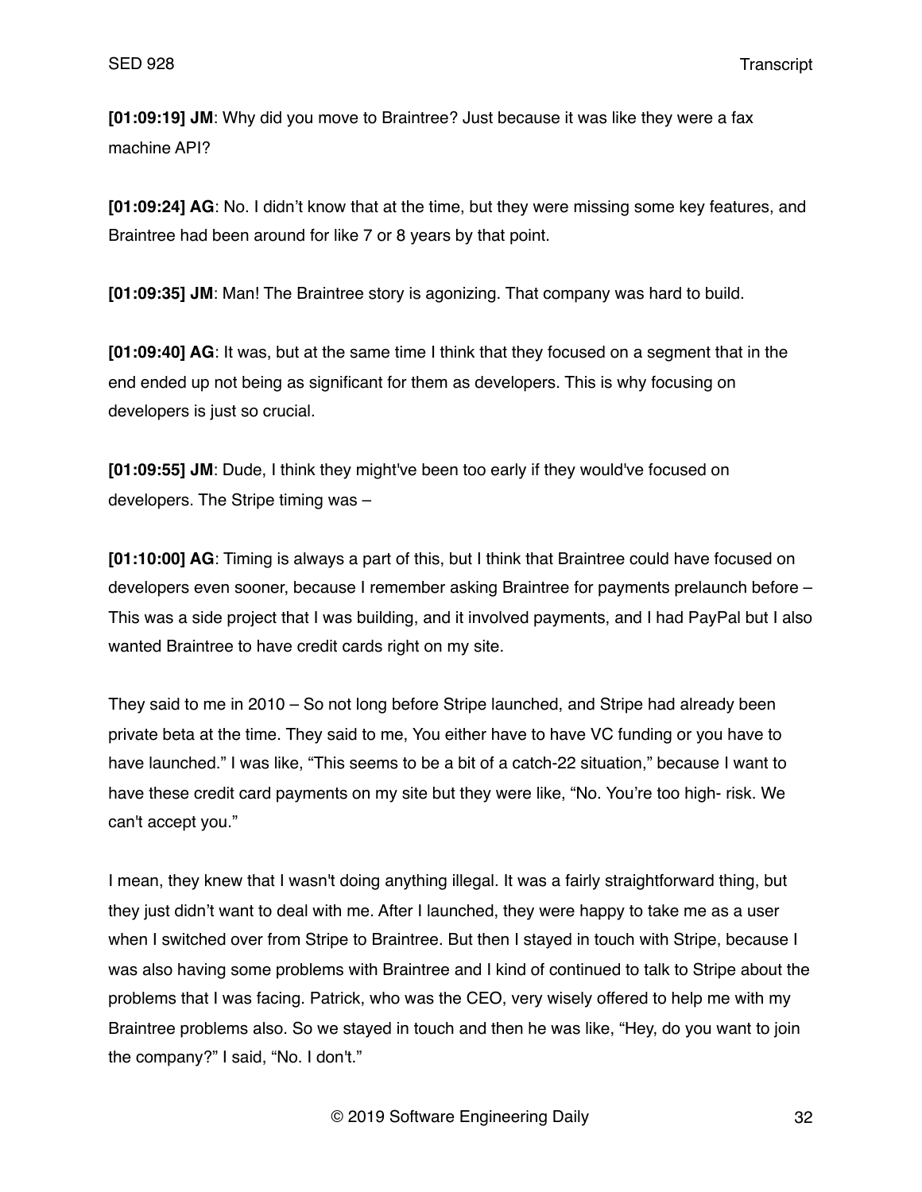**[01:09:19] JM**: Why did you move to Braintree? Just because it was like they were a fax machine API?

**[01:09:24] AG**: No. I didn't know that at the time, but they were missing some key features, and Braintree had been around for like 7 or 8 years by that point.

**[01:09:35] JM**: Man! The Braintree story is agonizing. That company was hard to build.

**[01:09:40] AG**: It was, but at the same time I think that they focused on a segment that in the end ended up not being as significant for them as developers. This is why focusing on developers is just so crucial.

**[01:09:55] JM**: Dude, I think they might've been too early if they would've focused on developers. The Stripe timing was –

**[01:10:00] AG**: Timing is always a part of this, but I think that Braintree could have focused on developers even sooner, because I remember asking Braintree for payments prelaunch before – This was a side project that I was building, and it involved payments, and I had PayPal but I also wanted Braintree to have credit cards right on my site.

They said to me in 2010 – So not long before Stripe launched, and Stripe had already been private beta at the time. They said to me, You either have to have VC funding or you have to have launched." I was like, "This seems to be a bit of a catch-22 situation," because I want to have these credit card payments on my site but they were like, "No. You're too high- risk. We can't accept you."

I mean, they knew that I wasn't doing anything illegal. It was a fairly straightforward thing, but they just didn't want to deal with me. After I launched, they were happy to take me as a user when I switched over from Stripe to Braintree. But then I stayed in touch with Stripe, because I was also having some problems with Braintree and I kind of continued to talk to Stripe about the problems that I was facing. Patrick, who was the CEO, very wisely offered to help me with my Braintree problems also. So we stayed in touch and then he was like, "Hey, do you want to join the company?" I said, "No. I don't."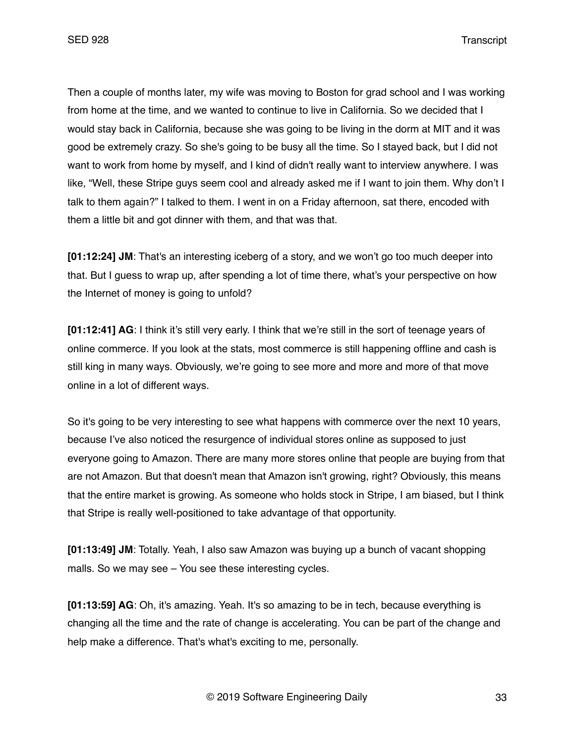Then a couple of months later, my wife was moving to Boston for grad school and I was working from home at the time, and we wanted to continue to live in California. So we decided that I would stay back in California, because she was going to be living in the dorm at MIT and it was good be extremely crazy. So she's going to be busy all the time. So I stayed back, but I did not want to work from home by myself, and I kind of didn't really want to interview anywhere. I was like, "Well, these Stripe guys seem cool and already asked me if I want to join them. Why don't I talk to them again?" I talked to them. I went in on a Friday afternoon, sat there, encoded with them a little bit and got dinner with them, and that was that.

**[01:12:24] JM**: That's an interesting iceberg of a story, and we won't go too much deeper into that. But I guess to wrap up, after spending a lot of time there, what's your perspective on how the Internet of money is going to unfold?

**[01:12:41] AG**: I think it's still very early. I think that we're still in the sort of teenage years of online commerce. If you look at the stats, most commerce is still happening offline and cash is still king in many ways. Obviously, we're going to see more and more and more of that move online in a lot of different ways.

So it's going to be very interesting to see what happens with commerce over the next 10 years, because I've also noticed the resurgence of individual stores online as supposed to just everyone going to Amazon. There are many more stores online that people are buying from that are not Amazon. But that doesn't mean that Amazon isn't growing, right? Obviously, this means that the entire market is growing. As someone who holds stock in Stripe, I am biased, but I think that Stripe is really well-positioned to take advantage of that opportunity.

**[01:13:49] JM**: Totally. Yeah, I also saw Amazon was buying up a bunch of vacant shopping malls. So we may see – You see these interesting cycles.

**[01:13:59] AG**: Oh, it's amazing. Yeah. It's so amazing to be in tech, because everything is changing all the time and the rate of change is accelerating. You can be part of the change and help make a difference. That's what's exciting to me, personally.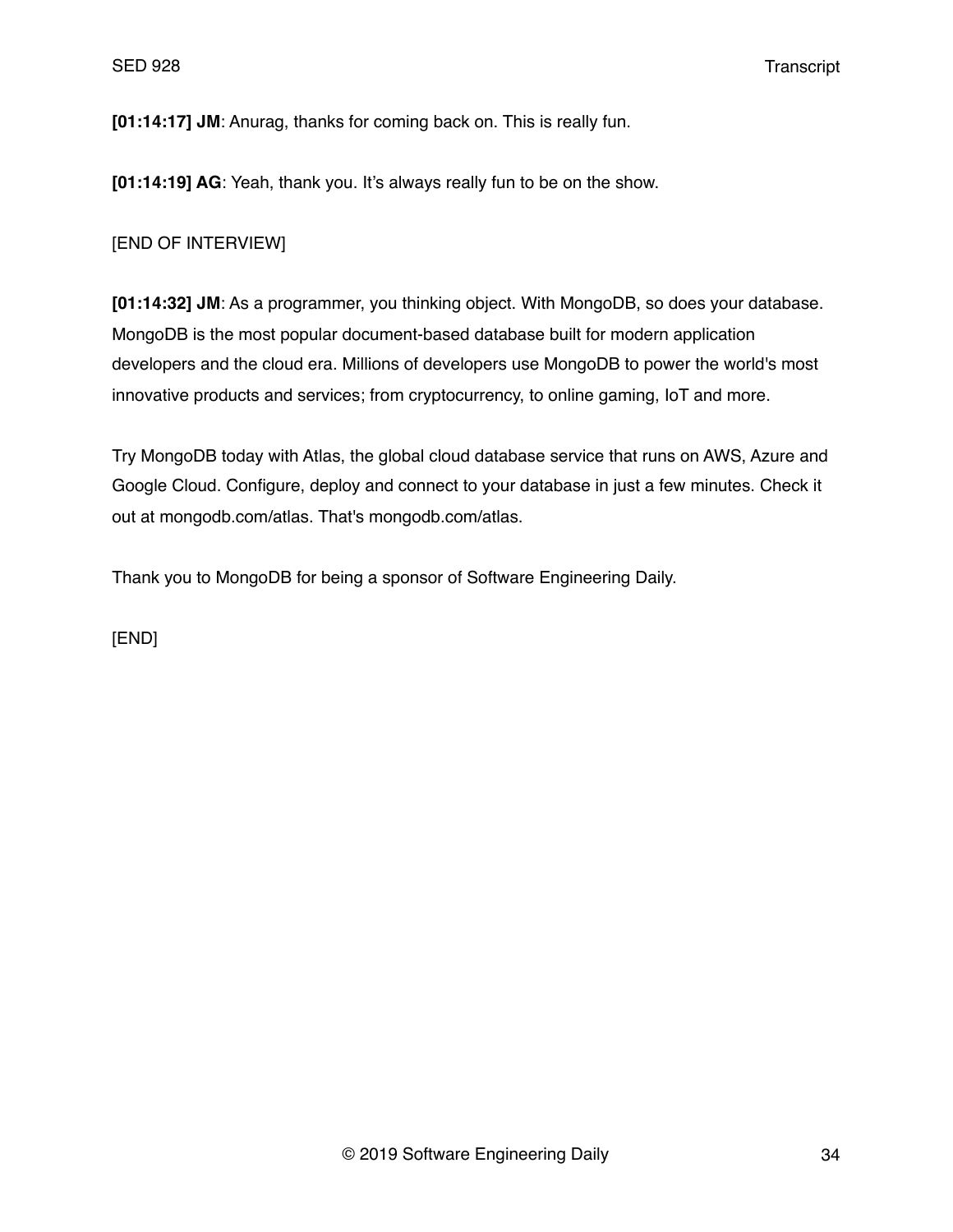**[01:14:17] JM**: Anurag, thanks for coming back on. This is really fun.

**[01:14:19] AG**: Yeah, thank you. It's always really fun to be on the show.

[END OF INTERVIEW]

**[01:14:32] JM**: As a programmer, you thinking object. With MongoDB, so does your database. MongoDB is the most popular document-based database built for modern application developers and the cloud era. Millions of developers use MongoDB to power the world's most innovative products and services; from cryptocurrency, to online gaming, IoT and more.

Try MongoDB today with Atlas, the global cloud database service that runs on AWS, Azure and Google Cloud. Configure, deploy and connect to your database in just a few minutes. Check it out at mongodb.com/atlas. That's mongodb.com/atlas.

Thank you to MongoDB for being a sponsor of Software Engineering Daily.

[END]